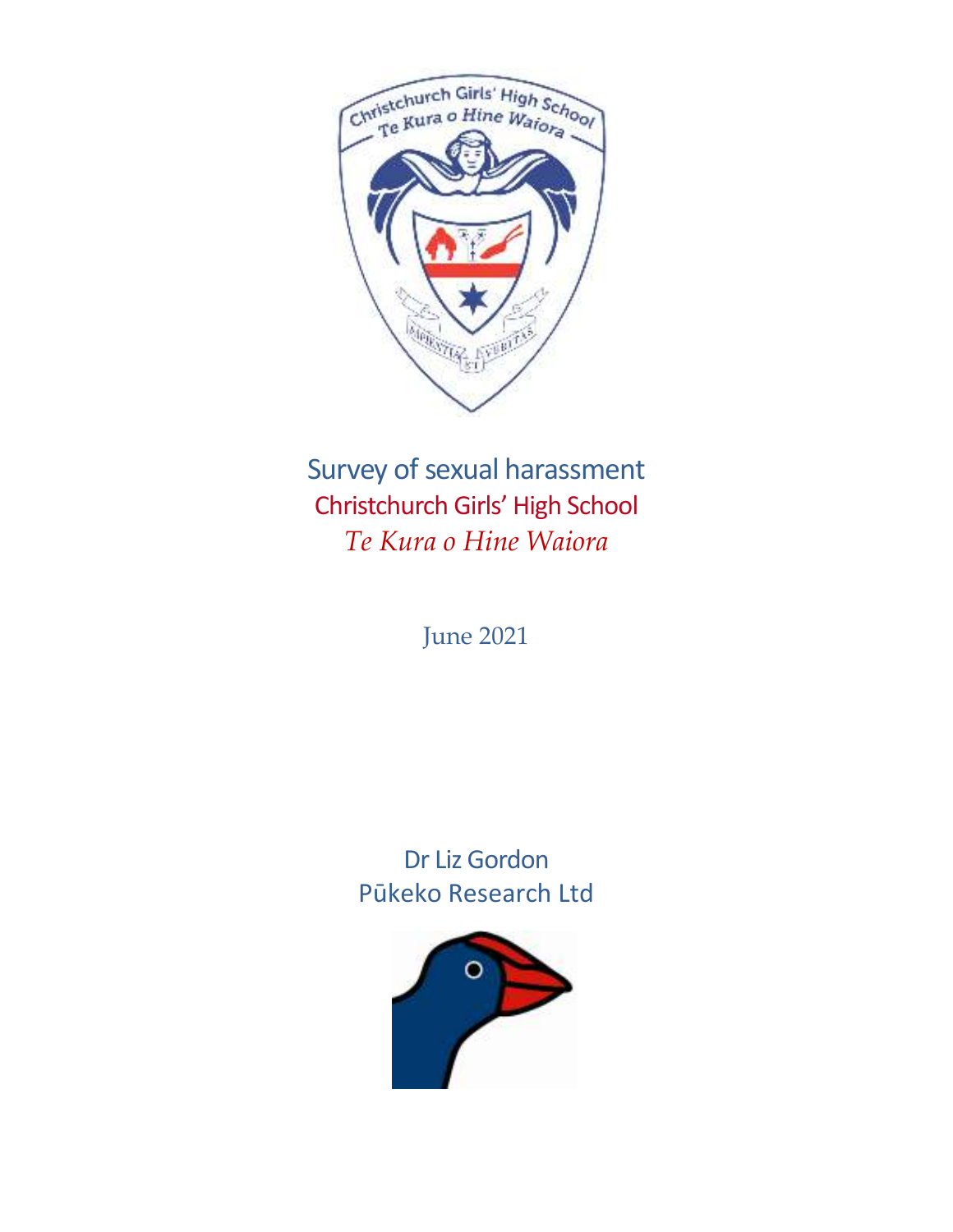# Survey of sexual harassment

## Christchurch Girls' High School

*Te Kura o Hine Waiora*

June 2021

Dr Liz Gordon

Pūkeko Research Ltd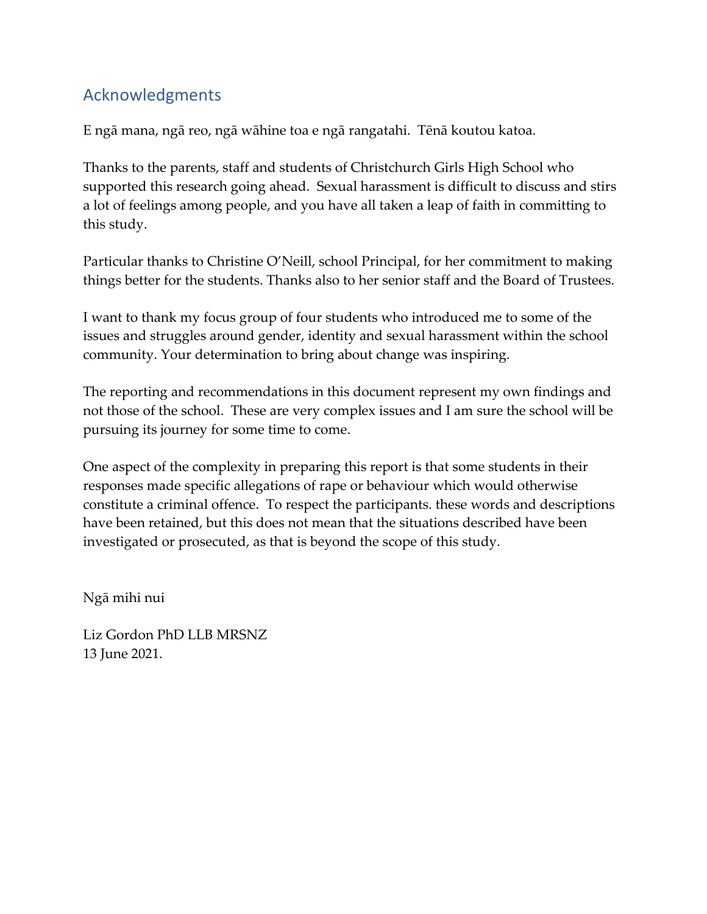## Acknowledgments

E ngā mana, ngā reo, ngā wāhine toa e ngā rangatahi. Tēnā koutou katoa.

Thanks to the parents, staff and students of Christchurch Girls High School who supported this research going ahead. Sexual harassment is difficult to discuss and stirs a lot of feelings among people, and you have all taken a leap of faith in committing to this study.

Particular thanks to Christine O'Neill, school Principal, for her commitment to making things better for the students. Thanks also to her senior staff and the Board of Trustees.

I want to thank my focus group of four students who introduced me to some of the issues and struggles around gender, identity and sexual harassment within the school community. Your determination to bring about change was inspiring.

The reporting and recommendations in this document represent my own findings and not those of the school. These are very complex issues and I am sure the school will be pursuing its journey for some time to come.

One aspect of the complexity in preparing this report is that some students in their responses made specific allegations of rape or behaviour which would otherwise constitute a criminal offence. To respect the participants. these words and descriptions have been retained, but this does not mean that the situations described have been investigated or prosecuted, as that is beyond the scope of this study.

Ngā mihi nui

Liz Gordon PhD LLB MRSNZ
13 June 2021.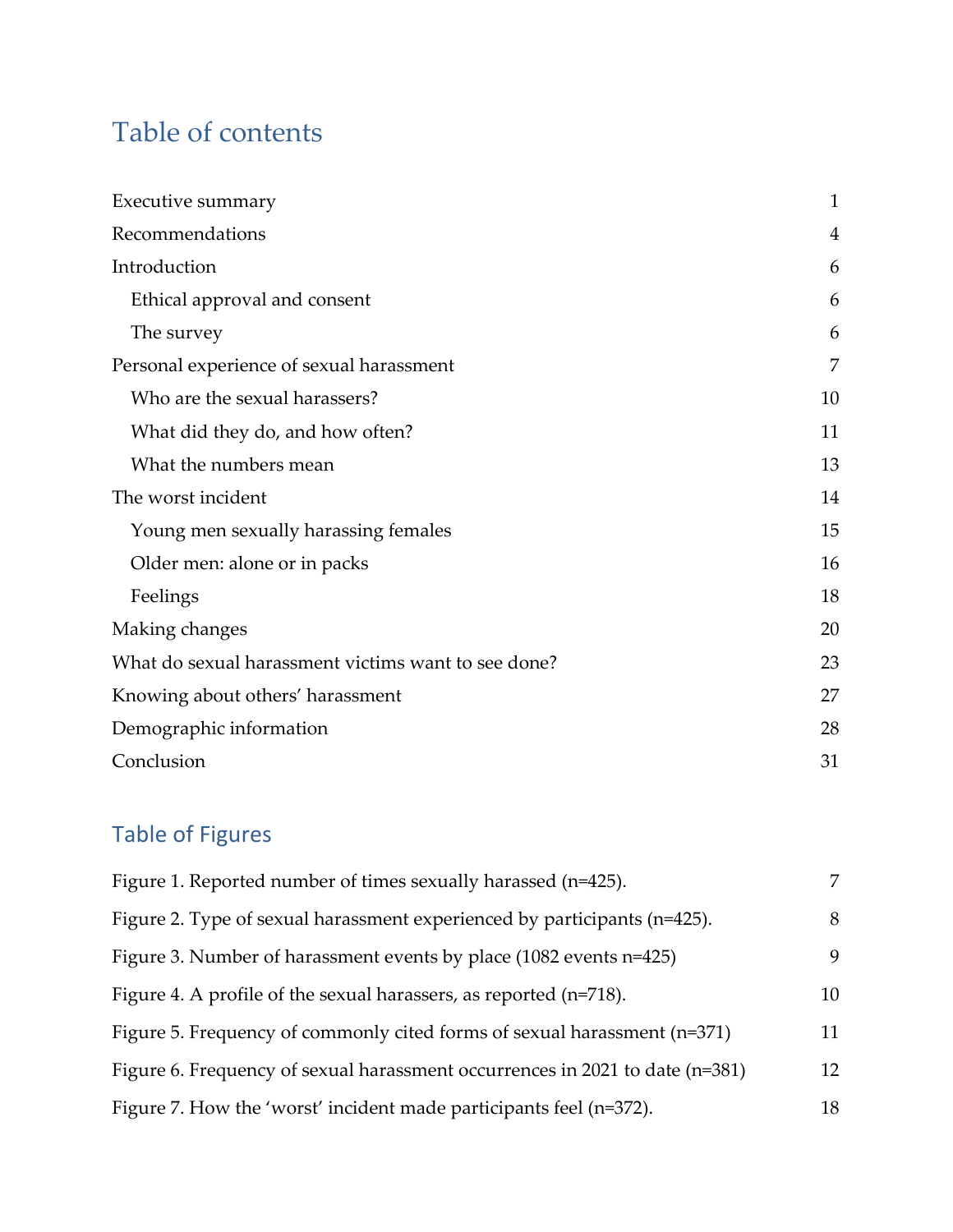# Table of contents

| | |
|---|---|
| Executive summary | 1 |
| Recommendations | 4 |
| Introduction | 6 |
| Ethical approval and consent | 6 |
| The survey | 6 |
| Personal experience of sexual harassment | 7 |
| Who are the sexual harassers? | 10 |
| What did they do, and how often? | 11 |
| What the numbers mean | 13 |
| The worst incident | 14 |
| Young men sexually harassing females | 15 |
| Older men: alone or in packs | 16 |
| Feelings | 18 |
| Making changes | 20 |
| What do sexual harassment victims want to see done? | 23 |
| Knowing about others' harassment | 27 |
| Demographic information | 28 |
| Conclusion | 31 |

## Table of Figures

| | |
|---|---|
| Figure 1. Reported number of times sexually harassed (n=425). | 7 |
| Figure 2. Type of sexual harassment experienced by participants (n=425). | 8 |
| Figure 3. Number of harassment events by place (1082 events n=425) | 9 |
| Figure 4. A profile of the sexual harassers, as reported (n=718). | 10 |
| Figure 5. Frequency of commonly cited forms of sexual harassment (n=371) | 11 |
| Figure 6. Frequency of sexual harassment occurrences in 2021 to date (n=381) | 12 |
| Figure 7. How the 'worst' incident made participants feel (n=372). | 18 |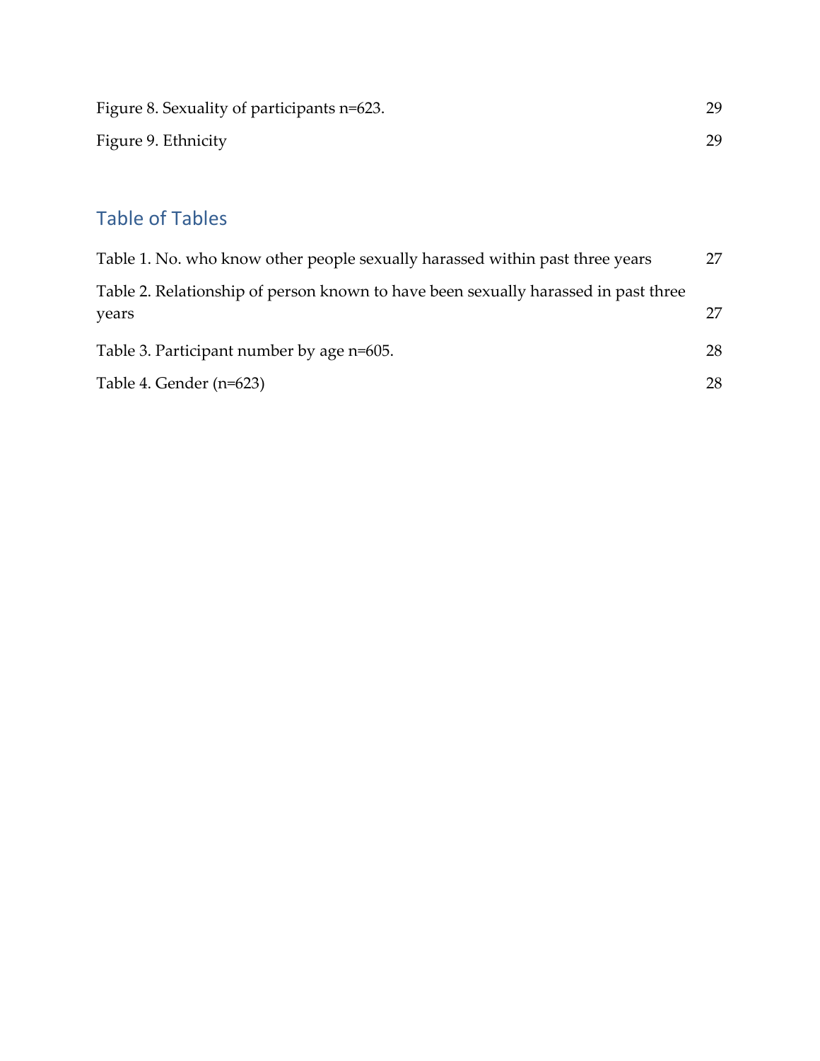Figure 8. Sexuality of participants n=623. 29

Figure 9. Ethnicity 29

## Table of Tables

Table 1. No. who know other people sexually harassed within past three years 27

Table 2. Relationship of person known to have been sexually harassed in past three years 27

Table 3. Participant number by age n=605. 28

Table 4. Gender (n=623) 28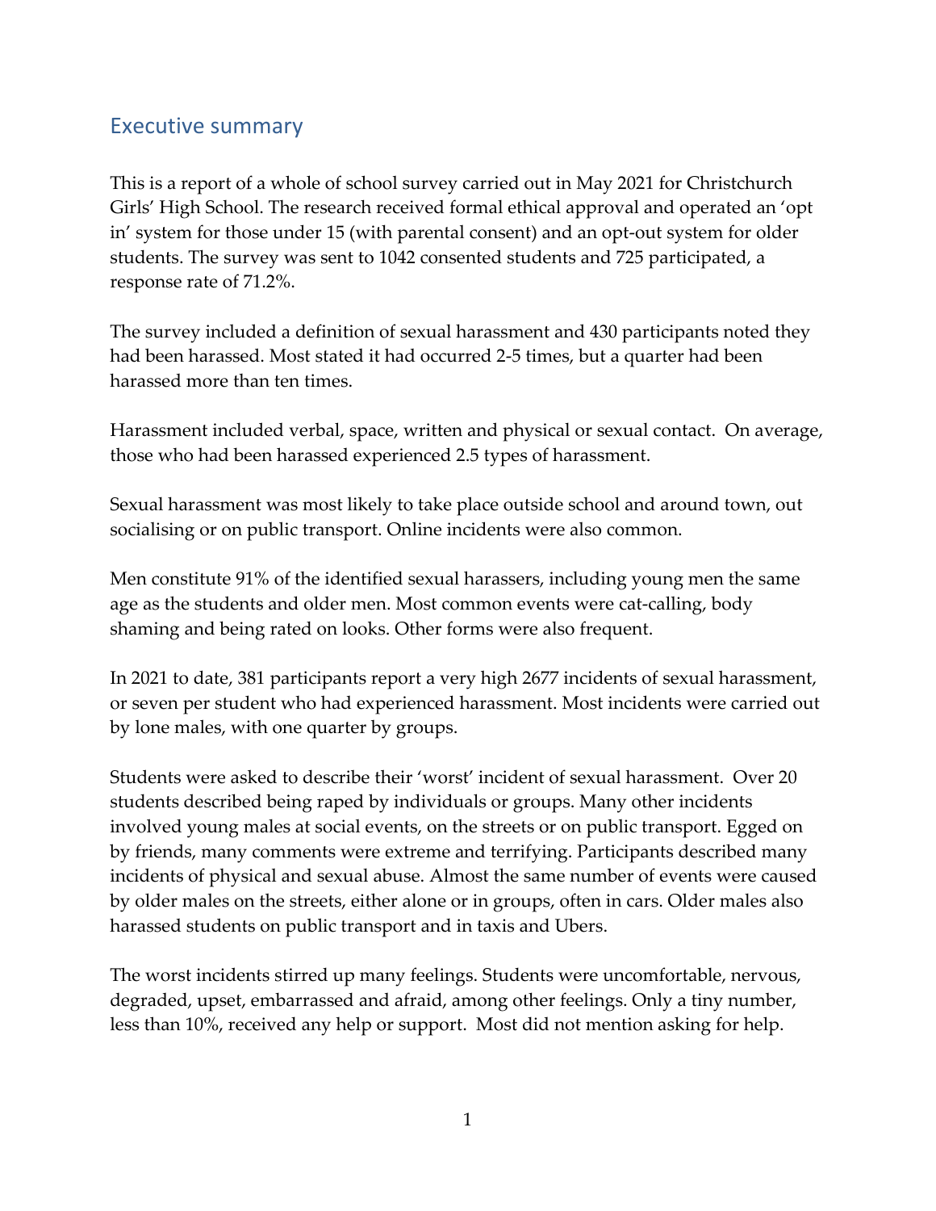## Executive summary

This is a report of a whole of school survey carried out in May 2021 for Christchurch Girls' High School. The research received formal ethical approval and operated an 'opt in' system for those under 15 (with parental consent) and an opt-out system for older students. The survey was sent to 1042 consented students and 725 participated, a response rate of 71.2%.

The survey included a definition of sexual harassment and 430 participants noted they had been harassed. Most stated it had occurred 2-5 times, but a quarter had been harassed more than ten times.

Harassment included verbal, space, written and physical or sexual contact. On average, those who had been harassed experienced 2.5 types of harassment.

Sexual harassment was most likely to take place outside school and around town, out socialising or on public transport. Online incidents were also common.

Men constitute 91% of the identified sexual harassers, including young men the same age as the students and older men. Most common events were cat-calling, body shaming and being rated on looks. Other forms were also frequent.

In 2021 to date, 381 participants report a very high 2677 incidents of sexual harassment, or seven per student who had experienced harassment. Most incidents were carried out by lone males, with one quarter by groups.

Students were asked to describe their 'worst' incident of sexual harassment. Over 20 students described being raped by individuals or groups. Many other incidents involved young males at social events, on the streets or on public transport. Egged on by friends, many comments were extreme and terrifying. Participants described many incidents of physical and sexual abuse. Almost the same number of events were caused by older males on the streets, either alone or in groups, often in cars. Older males also harassed students on public transport and in taxis and Ubers.

The worst incidents stirred up many feelings. Students were uncomfortable, nervous, degraded, upset, embarrassed and afraid, among other feelings. Only a tiny number, less than 10%, received any help or support. Most did not mention asking for help.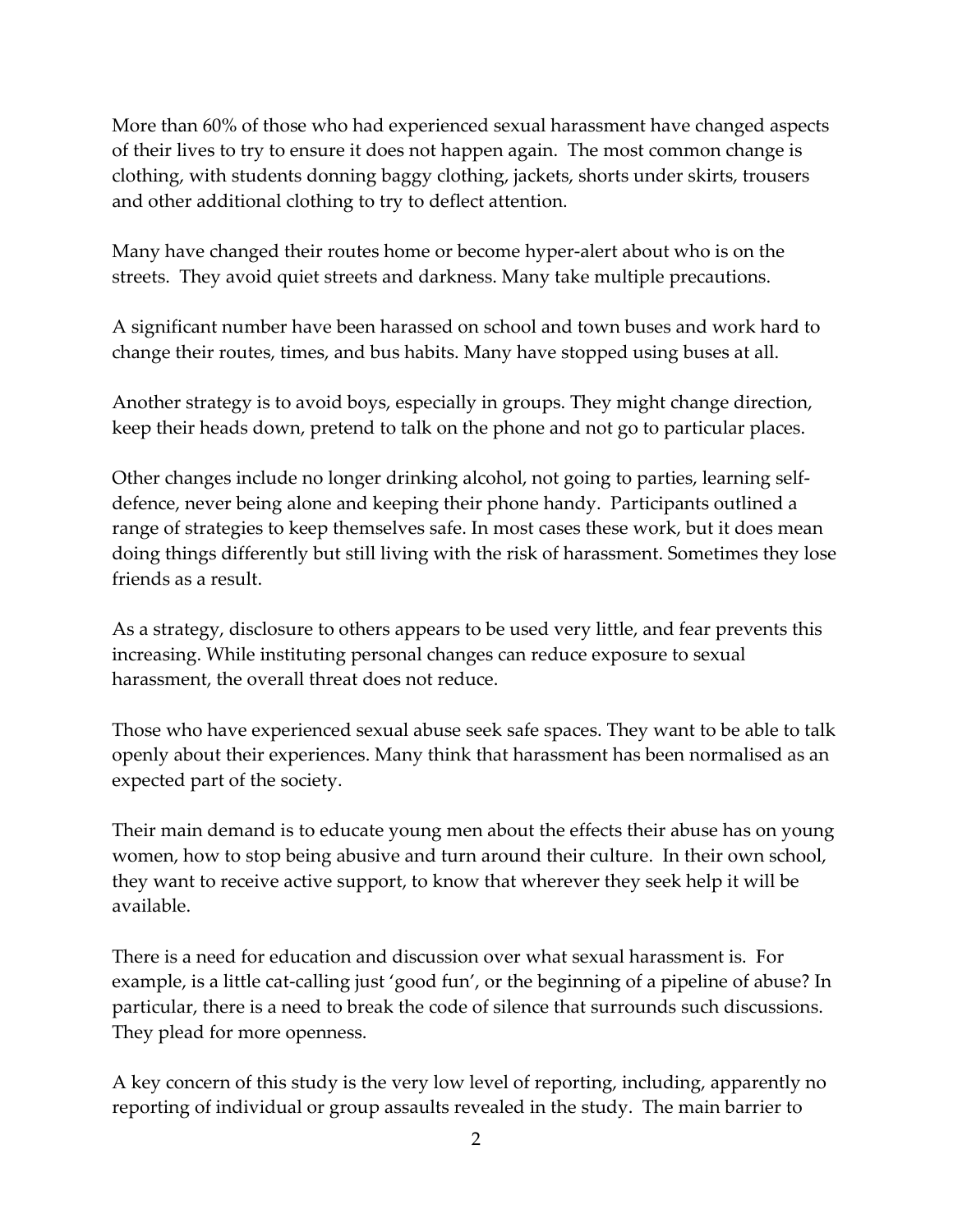More than 60% of those who had experienced sexual harassment have changed aspects of their lives to try to ensure it does not happen again. The most common change is clothing, with students donning baggy clothing, jackets, shorts under skirts, trousers and other additional clothing to try to deflect attention.

Many have changed their routes home or become hyper-alert about who is on the streets. They avoid quiet streets and darkness. Many take multiple precautions.

A significant number have been harassed on school and town buses and work hard to change their routes, times, and bus habits. Many have stopped using buses at all.

Another strategy is to avoid boys, especially in groups. They might change direction, keep their heads down, pretend to talk on the phone and not go to particular places.

Other changes include no longer drinking alcohol, not going to parties, learning self-defence, never being alone and keeping their phone handy. Participants outlined a range of strategies to keep themselves safe. In most cases these work, but it does mean doing things differently but still living with the risk of harassment. Sometimes they lose friends as a result.

As a strategy, disclosure to others appears to be used very little, and fear prevents this increasing. While instituting personal changes can reduce exposure to sexual harassment, the overall threat does not reduce.

Those who have experienced sexual abuse seek safe spaces. They want to be able to talk openly about their experiences. Many think that harassment has been normalised as an expected part of the society.

Their main demand is to educate young men about the effects their abuse has on young women, how to stop being abusive and turn around their culture. In their own school, they want to receive active support, to know that wherever they seek help it will be available.

There is a need for education and discussion over what sexual harassment is. For example, is a little cat-calling just 'good fun', or the beginning of a pipeline of abuse? In particular, there is a need to break the code of silence that surrounds such discussions. They plead for more openness.

A key concern of this study is the very low level of reporting, including, apparently no reporting of individual or group assaults revealed in the study. The main barrier to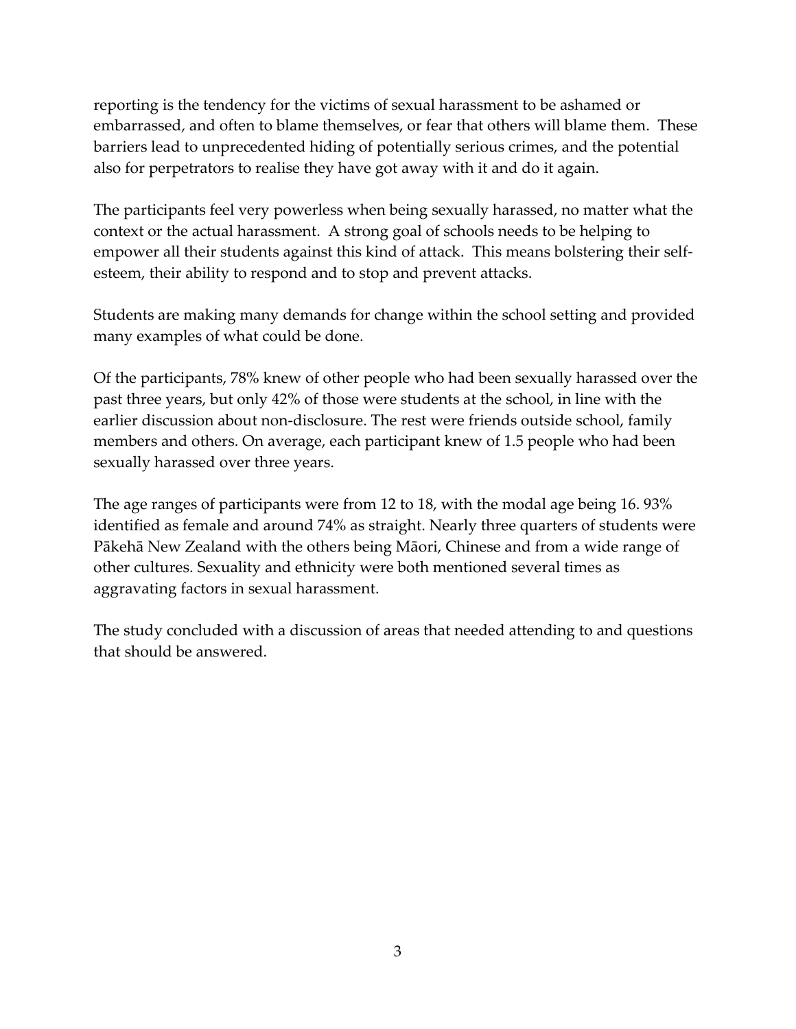reporting is the tendency for the victims of sexual harassment to be ashamed or embarrassed, and often to blame themselves, or fear that others will blame them. These barriers lead to unprecedented hiding of potentially serious crimes, and the potential also for perpetrators to realise they have got away with it and do it again.

The participants feel very powerless when being sexually harassed, no matter what the context or the actual harassment. A strong goal of schools needs to be helping to empower all their students against this kind of attack. This means bolstering their self-esteem, their ability to respond and to stop and prevent attacks.

Students are making many demands for change within the school setting and provided many examples of what could be done.

Of the participants, 78% knew of other people who had been sexually harassed over the past three years, but only 42% of those were students at the school, in line with the earlier discussion about non-disclosure. The rest were friends outside school, family members and others. On average, each participant knew of 1.5 people who had been sexually harassed over three years.

The age ranges of participants were from 12 to 18, with the modal age being 16. 93% identified as female and around 74% as straight. Nearly three quarters of students were Pākehā New Zealand with the others being Māori, Chinese and from a wide range of other cultures. Sexuality and ethnicity were both mentioned several times as aggravating factors in sexual harassment.

The study concluded with a discussion of areas that needed attending to and questions that should be answered.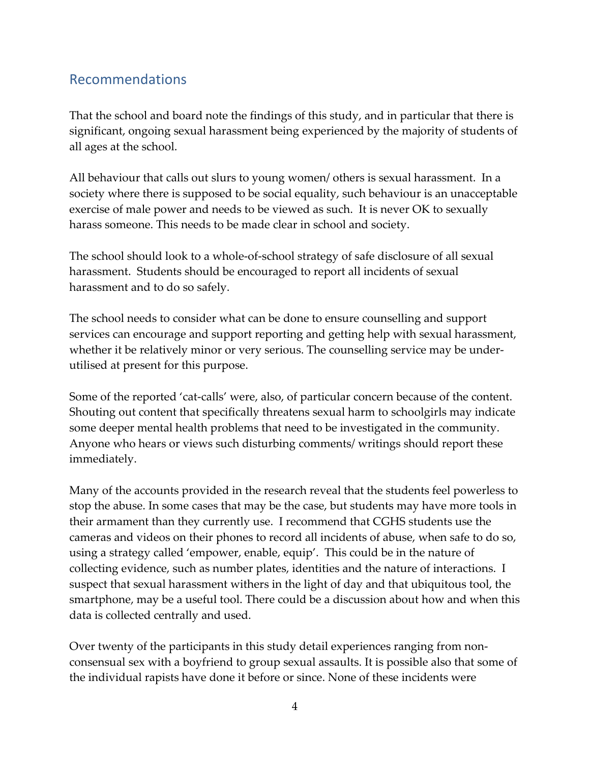## Recommendations

That the school and board note the findings of this study, and in particular that there is significant, ongoing sexual harassment being experienced by the majority of students of all ages at the school.

All behaviour that calls out slurs to young women/ others is sexual harassment. In a society where there is supposed to be social equality, such behaviour is an unacceptable exercise of male power and needs to be viewed as such. It is never OK to sexually harass someone. This needs to be made clear in school and society.

The school should look to a whole-of-school strategy of safe disclosure of all sexual harassment. Students should be encouraged to report all incidents of sexual harassment and to do so safely.

The school needs to consider what can be done to ensure counselling and support services can encourage and support reporting and getting help with sexual harassment, whether it be relatively minor or very serious. The counselling service may be under-utilised at present for this purpose.

Some of the reported 'cat-calls' were, also, of particular concern because of the content. Shouting out content that specifically threatens sexual harm to schoolgirls may indicate some deeper mental health problems that need to be investigated in the community. Anyone who hears or views such disturbing comments/ writings should report these immediately.

Many of the accounts provided in the research reveal that the students feel powerless to stop the abuse. In some cases that may be the case, but students may have more tools in their armament than they currently use. I recommend that CGHS students use the cameras and videos on their phones to record all incidents of abuse, when safe to do so, using a strategy called 'empower, enable, equip'. This could be in the nature of collecting evidence, such as number plates, identities and the nature of interactions. I suspect that sexual harassment withers in the light of day and that ubiquitous tool, the smartphone, may be a useful tool. There could be a discussion about how and when this data is collected centrally and used.

Over twenty of the participants in this study detail experiences ranging from non-consensual sex with a boyfriend to group sexual assaults. It is possible also that some of the individual rapists have done it before or since. None of these incidents were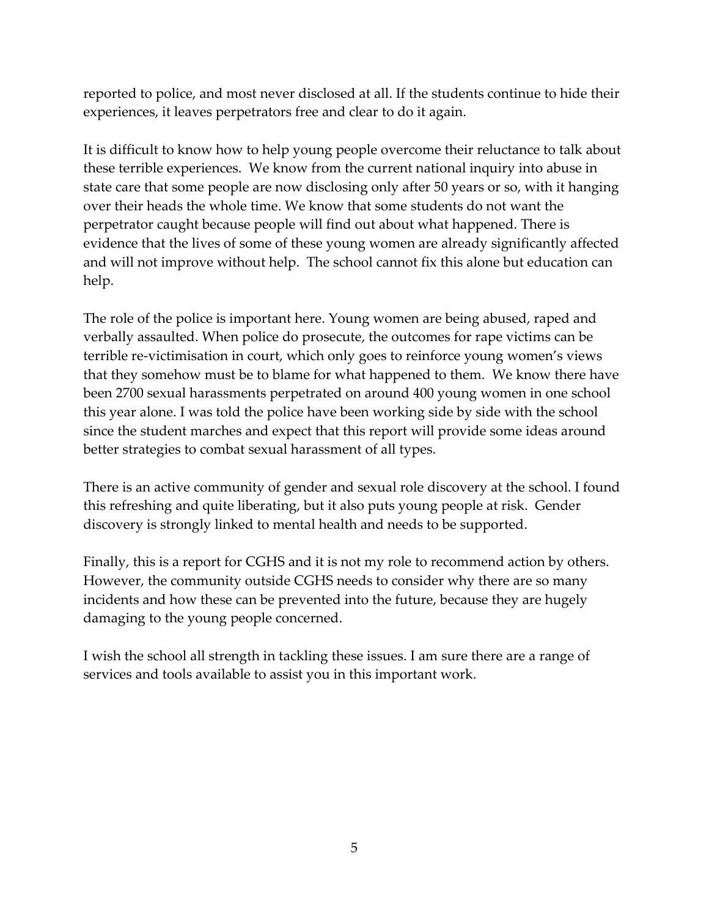reported to police, and most never disclosed at all. If the students continue to hide their experiences, it leaves perpetrators free and clear to do it again.

It is difficult to know how to help young people overcome their reluctance to talk about these terrible experiences. We know from the current national inquiry into abuse in state care that some people are now disclosing only after 50 years or so, with it hanging over their heads the whole time. We know that some students do not want the perpetrator caught because people will find out about what happened. There is evidence that the lives of some of these young women are already significantly affected and will not improve without help. The school cannot fix this alone but education can help.

The role of the police is important here. Young women are being abused, raped and verbally assaulted. When police do prosecute, the outcomes for rape victims can be terrible re-victimisation in court, which only goes to reinforce young women's views that they somehow must be to blame for what happened to them. We know there have been 2700 sexual harassments perpetrated on around 400 young women in one school this year alone. I was told the police have been working side by side with the school since the student marches and expect that this report will provide some ideas around better strategies to combat sexual harassment of all types.

There is an active community of gender and sexual role discovery at the school. I found this refreshing and quite liberating, but it also puts young people at risk. Gender discovery is strongly linked to mental health and needs to be supported.

Finally, this is a report for CGHS and it is not my role to recommend action by others. However, the community outside CGHS needs to consider why there are so many incidents and how these can be prevented into the future, because they are hugely damaging to the young people concerned.

I wish the school all strength in tackling these issues. I am sure there are a range of services and tools available to assist you in this important work.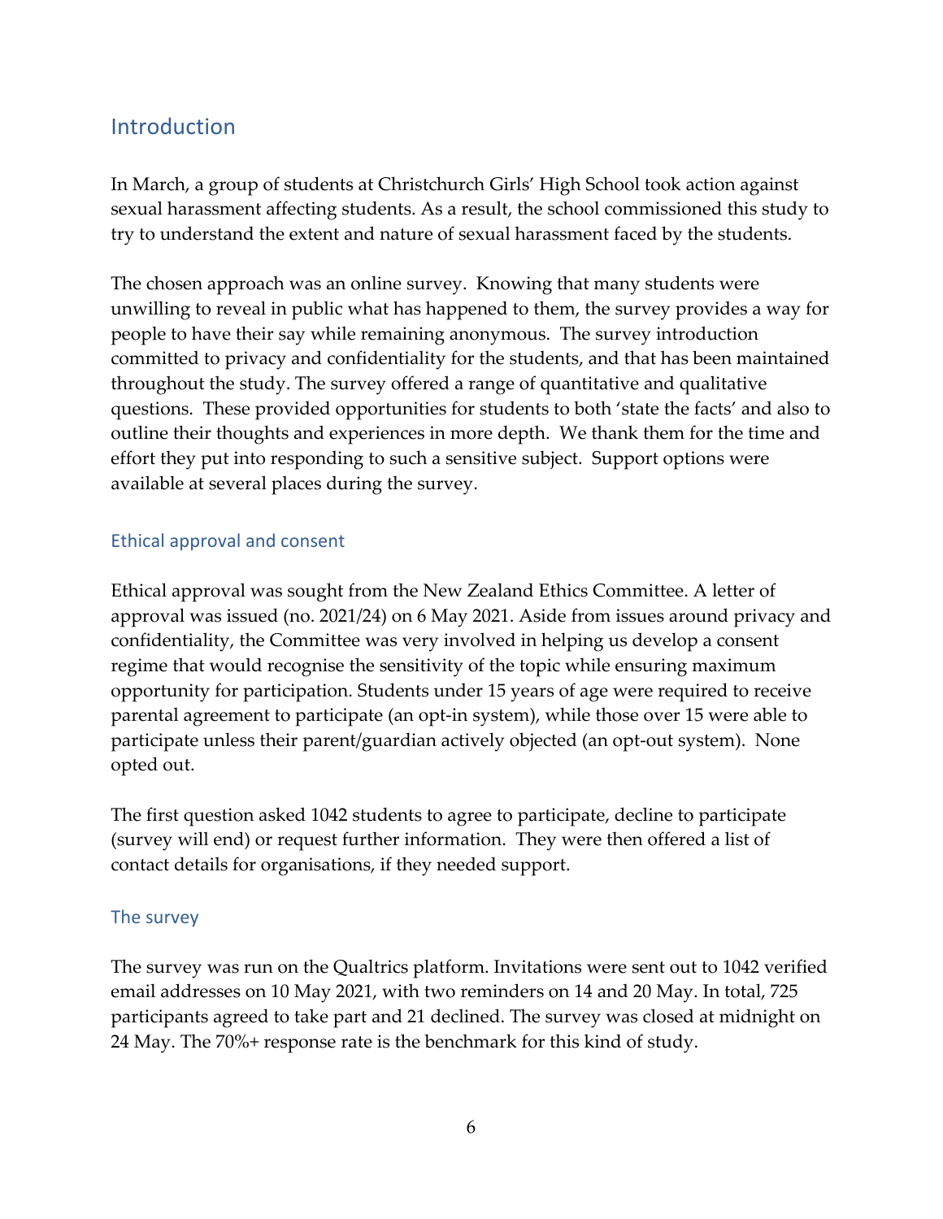## Introduction

In March, a group of students at Christchurch Girls' High School took action against sexual harassment affecting students. As a result, the school commissioned this study to try to understand the extent and nature of sexual harassment faced by the students.

The chosen approach was an online survey. Knowing that many students were unwilling to reveal in public what has happened to them, the survey provides a way for people to have their say while remaining anonymous. The survey introduction committed to privacy and confidentiality for the students, and that has been maintained throughout the study. The survey offered a range of quantitative and qualitative questions. These provided opportunities for students to both 'state the facts' and also to outline their thoughts and experiences in more depth. We thank them for the time and effort they put into responding to such a sensitive subject. Support options were available at several places during the survey.

### Ethical approval and consent

Ethical approval was sought from the New Zealand Ethics Committee. A letter of approval was issued (no. 2021/24) on 6 May 2021. Aside from issues around privacy and confidentiality, the Committee was very involved in helping us develop a consent regime that would recognise the sensitivity of the topic while ensuring maximum opportunity for participation. Students under 15 years of age were required to receive parental agreement to participate (an opt-in system), while those over 15 were able to participate unless their parent/guardian actively objected (an opt-out system). None opted out.

The first question asked 1042 students to agree to participate, decline to participate (survey will end) or request further information. They were then offered a list of contact details for organisations, if they needed support.

### The survey

The survey was run on the Qualtrics platform. Invitations were sent out to 1042 verified email addresses on 10 May 2021, with two reminders on 14 and 20 May. In total, 725 participants agreed to take part and 21 declined. The survey was closed at midnight on 24 May. The 70%+ response rate is the benchmark for this kind of study.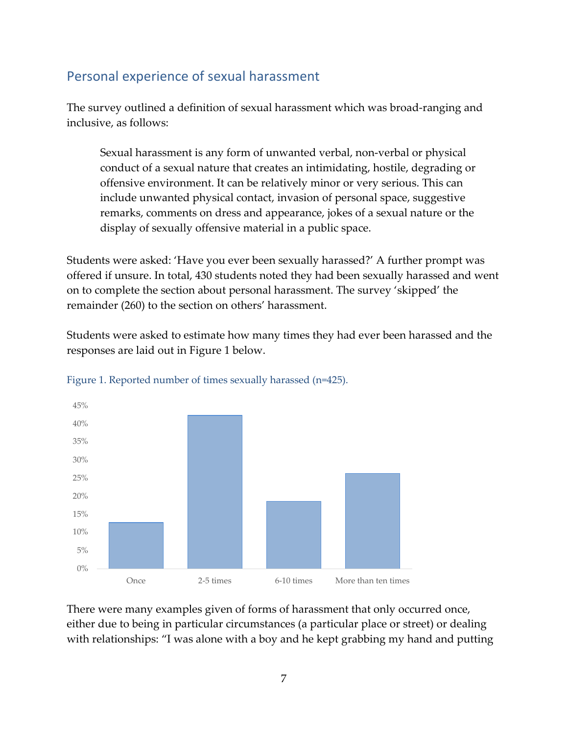## Personal experience of sexual harassment

The survey outlined a definition of sexual harassment which was broad-ranging and inclusive, as follows:

> Sexual harassment is any form of unwanted verbal, non-verbal or physical conduct of a sexual nature that creates an intimidating, hostile, degrading or offensive environment. It can be relatively minor or very serious. This can include unwanted physical contact, invasion of personal space, suggestive remarks, comments on dress and appearance, jokes of a sexual nature or the display of sexually offensive material in a public space.

Students were asked: 'Have you ever been sexually harassed?' A further prompt was offered if unsure. In total, 430 students noted they had been sexually harassed and went on to complete the section about personal harassment. The survey 'skipped' the remainder (260) to the section on others' harassment.

Students were asked to estimate how many times they had ever been harassed and the responses are laid out in Figure 1 below.

Figure 1. Reported number of times sexually harassed (n=425).

There were many examples given of forms of harassment that only occurred once, either due to being in particular circumstances (a particular place or street) or dealing with relationships: "I was alone with a boy and he kept grabbing my hand and putting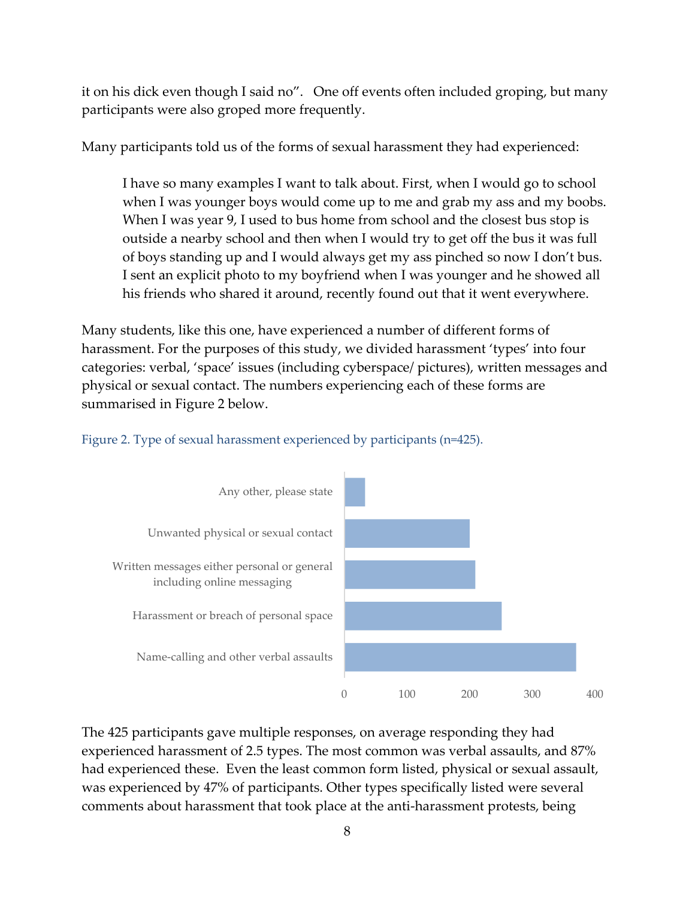it on his dick even though I said no". One off events often included groping, but many participants were also groped more frequently.

Many participants told us of the forms of sexual harassment they had experienced:

> I have so many examples I want to talk about. First, when I would go to school when I was younger boys would come up to me and grab my ass and my boobs. When I was year 9, I used to bus home from school and the closest bus stop is outside a nearby school and then when I would try to get off the bus it was full of boys standing up and I would always get my ass pinched so now I don't bus. I sent an explicit photo to my boyfriend when I was younger and he showed all his friends who shared it around, recently found out that it went everywhere.

Many students, like this one, have experienced a number of different forms of harassment. For the purposes of this study, we divided harassment 'types' into four categories: verbal, 'space' issues (including cyberspace/ pictures), written messages and physical or sexual contact. The numbers experiencing each of these forms are summarised in Figure 2 below.

Figure 2. Type of sexual harassment experienced by participants (n=425).

| Type | Approximate count |
|---|---|
| Any other, please state | ~30 |
| Unwanted physical or sexual contact | ~200 |
| Written messages either personal or general including online messaging | ~210 |
| Harassment or breach of personal space | ~250 |
| Name-calling and other verbal assaults | ~370 |

The 425 participants gave multiple responses, on average responding they had experienced harassment of 2.5 types. The most common was verbal assaults, and 87% had experienced these. Even the least common form listed, physical or sexual assault, was experienced by 47% of participants. Other types specifically listed were several comments about harassment that took place at the anti-harassment protests, being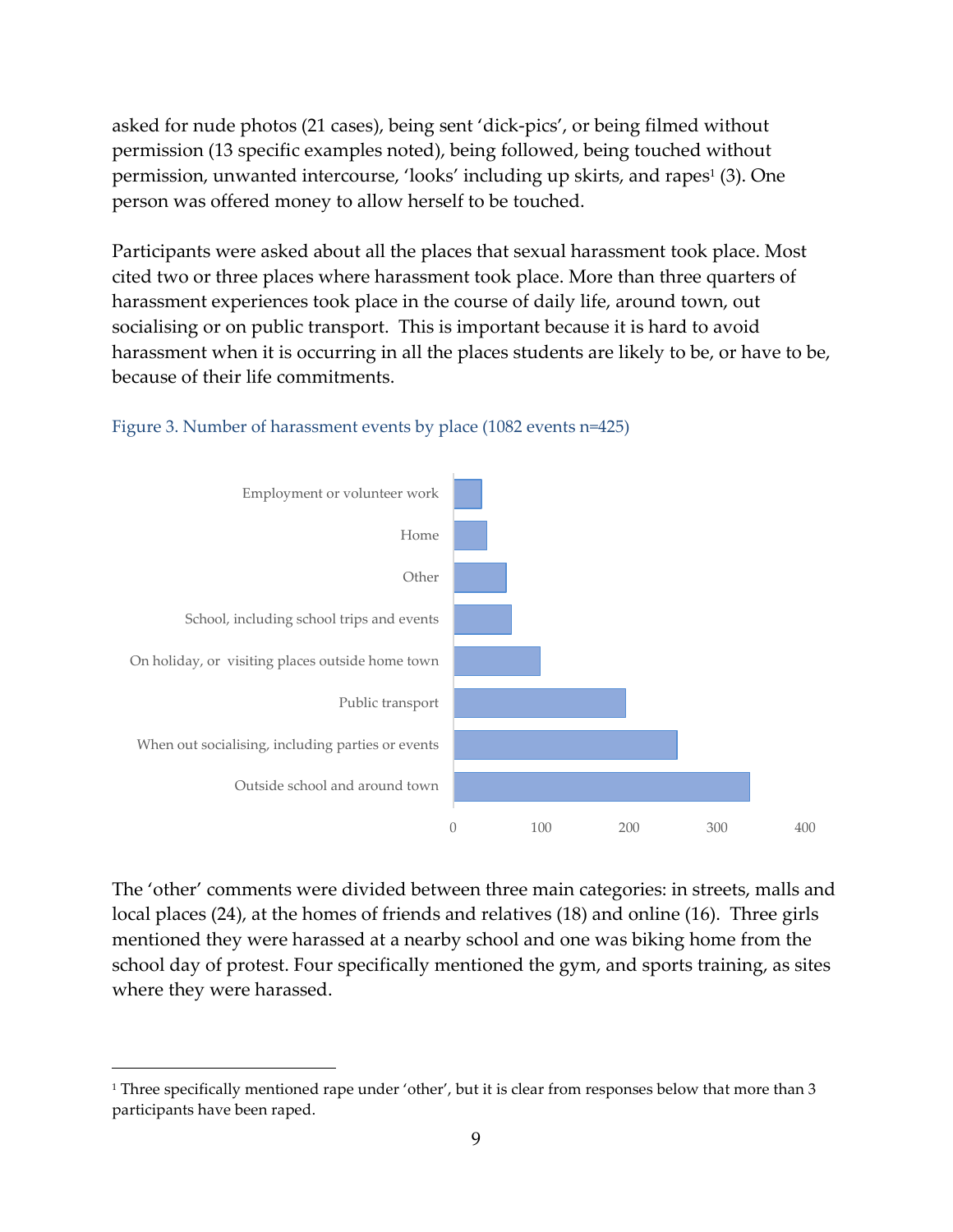asked for nude photos (21 cases), being sent 'dick-pics', or being filmed without permission (13 specific examples noted), being followed, being touched without permission, unwanted intercourse, 'looks' including up skirts, and rapes[1] (3). One person was offered money to allow herself to be touched.

Participants were asked about all the places that sexual harassment took place. Most cited two or three places where harassment took place. More than three quarters of harassment experiences took place in the course of daily life, around town, out socialising or on public transport. This is important because it is hard to avoid harassment when it is occurring in all the places students are likely to be, or have to be, because of their life commitments.

Figure 3. Number of harassment events by place (1082 events n=425)

The 'other' comments were divided between three main categories: in streets, malls and local places (24), at the homes of friends and relatives (18) and online (16). Three girls mentioned they were harassed at a nearby school and one was biking home from the school day of protest. Four specifically mentioned the gym, and sports training, as sites where they were harassed.

[1] Three specifically mentioned rape under 'other', but it is clear from responses below that more than 3 participants have been raped.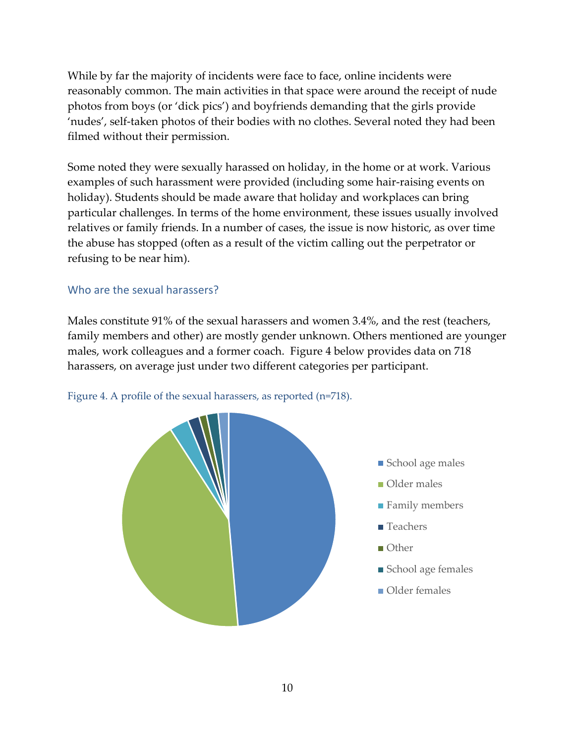While by far the majority of incidents were face to face, online incidents were reasonably common. The main activities in that space were around the receipt of nude photos from boys (or 'dick pics') and boyfriends demanding that the girls provide 'nudes', self-taken photos of their bodies with no clothes. Several noted they had been filmed without their permission.

Some noted they were sexually harassed on holiday, in the home or at work. Various examples of such harassment were provided (including some hair-raising events on holiday). Students should be made aware that holiday and workplaces can bring particular challenges. In terms of the home environment, these issues usually involved relatives or family friends. In a number of cases, the issue is now historic, as over time the abuse has stopped (often as a result of the victim calling out the perpetrator or refusing to be near him).

### Who are the sexual harassers?

Males constitute 91% of the sexual harassers and women 3.4%, and the rest (teachers, family members and other) are mostly gender unknown. Others mentioned are younger males, work colleagues and a former coach. Figure 4 below provides data on 718 harassers, on average just under two different categories per participant.

Figure 4. A profile of the sexual harassers, as reported (n=718).

- School age males
- Older males
- Family members
- Teachers
- Other
- School age females
- Older females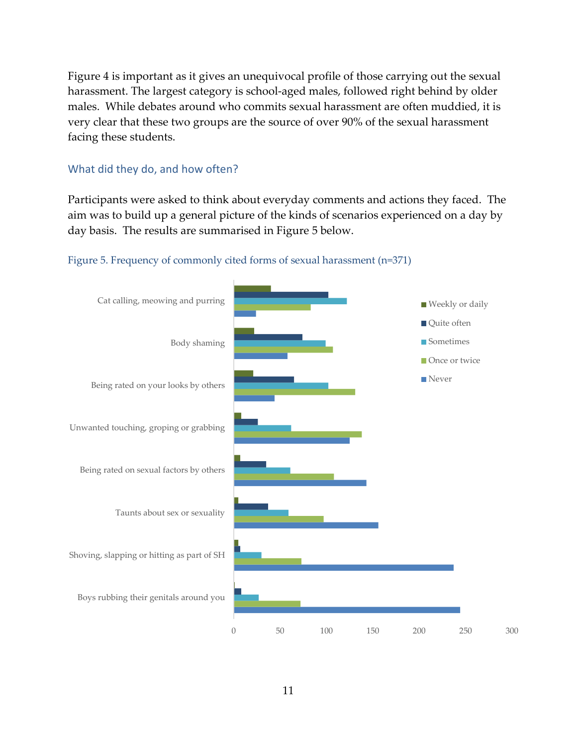Figure 4 is important as it gives an unequivocal profile of those carrying out the sexual harassment. The largest category is school-aged males, followed right behind by older males. While debates around who commits sexual harassment are often muddied, it is very clear that these two groups are the source of over 90% of the sexual harassment facing these students.

### What did they do, and how often?

Participants were asked to think about everyday comments and actions they faced. The aim was to build up a general picture of the kinds of scenarios experienced on a day by day basis. The results are summarised in Figure 5 below.

Figure 5. Frequency of commonly cited forms of sexual harassment (n=371)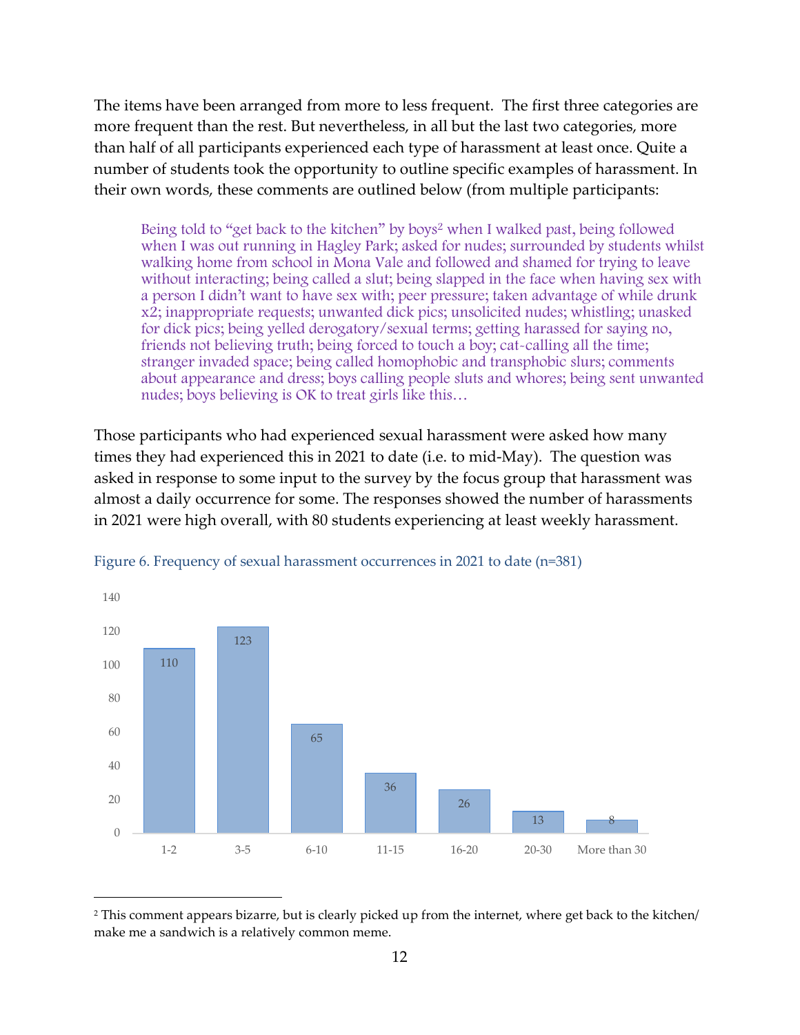The items have been arranged from more to less frequent. The first three categories are more frequent than the rest. But nevertheless, in all but the last two categories, more than half of all participants experienced each type of harassment at least once. Quite a number of students took the opportunity to outline specific examples of harassment. In their own words, these comments are outlined below (from multiple participants:

> Being told to "get back to the kitchen" by boys[2] when I walked past, being followed when I was out running in Hagley Park; asked for nudes; surrounded by students whilst walking home from school in Mona Vale and followed and shamed for trying to leave without interacting; being called a slut; being slapped in the face when having sex with a person I didn't want to have sex with; peer pressure; taken advantage of while drunk x2; inappropriate requests; unwanted dick pics; unsolicited nudes; whistling; unasked for dick pics; being yelled derogatory/sexual terms; getting harassed for saying no, friends not believing truth; being forced to touch a boy; cat-calling all the time; stranger invaded space; being called homophobic and transphobic slurs; comments about appearance and dress; boys calling people sluts and whores; being sent unwanted nudes; boys believing is OK to treat girls like this…

Those participants who had experienced sexual harassment were asked how many times they had experienced this in 2021 to date (i.e. to mid-May). The question was asked in response to some input to the survey by the focus group that harassment was almost a daily occurrence for some. The responses showed the number of harassments in 2021 were high overall, with 80 students experiencing at least weekly harassment.

Figure 6. Frequency of sexual harassment occurrences in 2021 to date (n=381)

| Frequency | Number of students |
|---|---|
| 1-2 | 110 |
| 3-5 | 123 |
| 6-10 | 65 |
| 11-15 | 36 |
| 16-20 | 26 |
| 20-30 | 13 |
| More than 30 | 8 |

[2] This comment appears bizarre, but is clearly picked up from the internet, where get back to the kitchen/ make me a sandwich is a relatively common meme.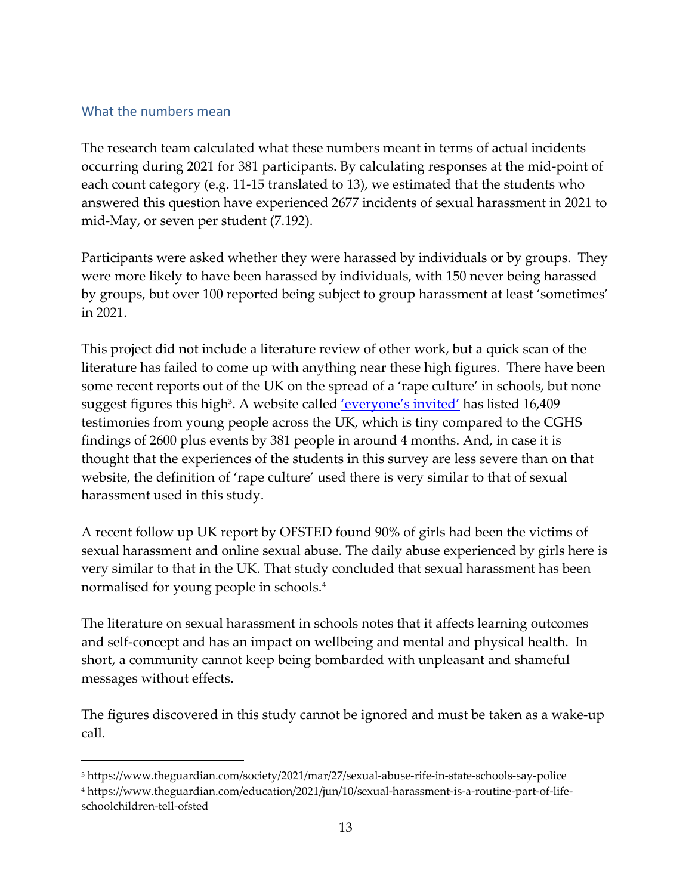## What the numbers mean

The research team calculated what these numbers meant in terms of actual incidents occurring during 2021 for 381 participants. By calculating responses at the mid-point of each count category (e.g. 11-15 translated to 13), we estimated that the students who answered this question have experienced 2677 incidents of sexual harassment in 2021 to mid-May, or seven per student (7.192).

Participants were asked whether they were harassed by individuals or by groups. They were more likely to have been harassed by individuals, with 150 never being harassed by groups, but over 100 reported being subject to group harassment at least 'sometimes' in 2021.

This project did not include a literature review of other work, but a quick scan of the literature has failed to come up with anything near these high figures. There have been some recent reports out of the UK on the spread of a 'rape culture' in schools, but none suggest figures this high[3]. A website called ['everyone's invited'](#) has listed 16,409 testimonies from young people across the UK, which is tiny compared to the CGHS findings of 2600 plus events by 381 people in around 4 months. And, in case it is thought that the experiences of the students in this survey are less severe than on that website, the definition of 'rape culture' used there is very similar to that of sexual harassment used in this study.

A recent follow up UK report by OFSTED found 90% of girls had been the victims of sexual harassment and online sexual abuse. The daily abuse experienced by girls here is very similar to that in the UK. That study concluded that sexual harassment has been normalised for young people in schools.[4]

The literature on sexual harassment in schools notes that it affects learning outcomes and self-concept and has an impact on wellbeing and mental and physical health. In short, a community cannot keep being bombarded with unpleasant and shameful messages without effects.

The figures discovered in this study cannot be ignored and must be taken as a wake-up call.

---

[3] https://www.theguardian.com/society/2021/mar/27/sexual-abuse-rife-in-state-schools-say-police

[4] https://www.theguardian.com/education/2021/jun/10/sexual-harassment-is-a-routine-part-of-life-schoolchildren-tell-ofsted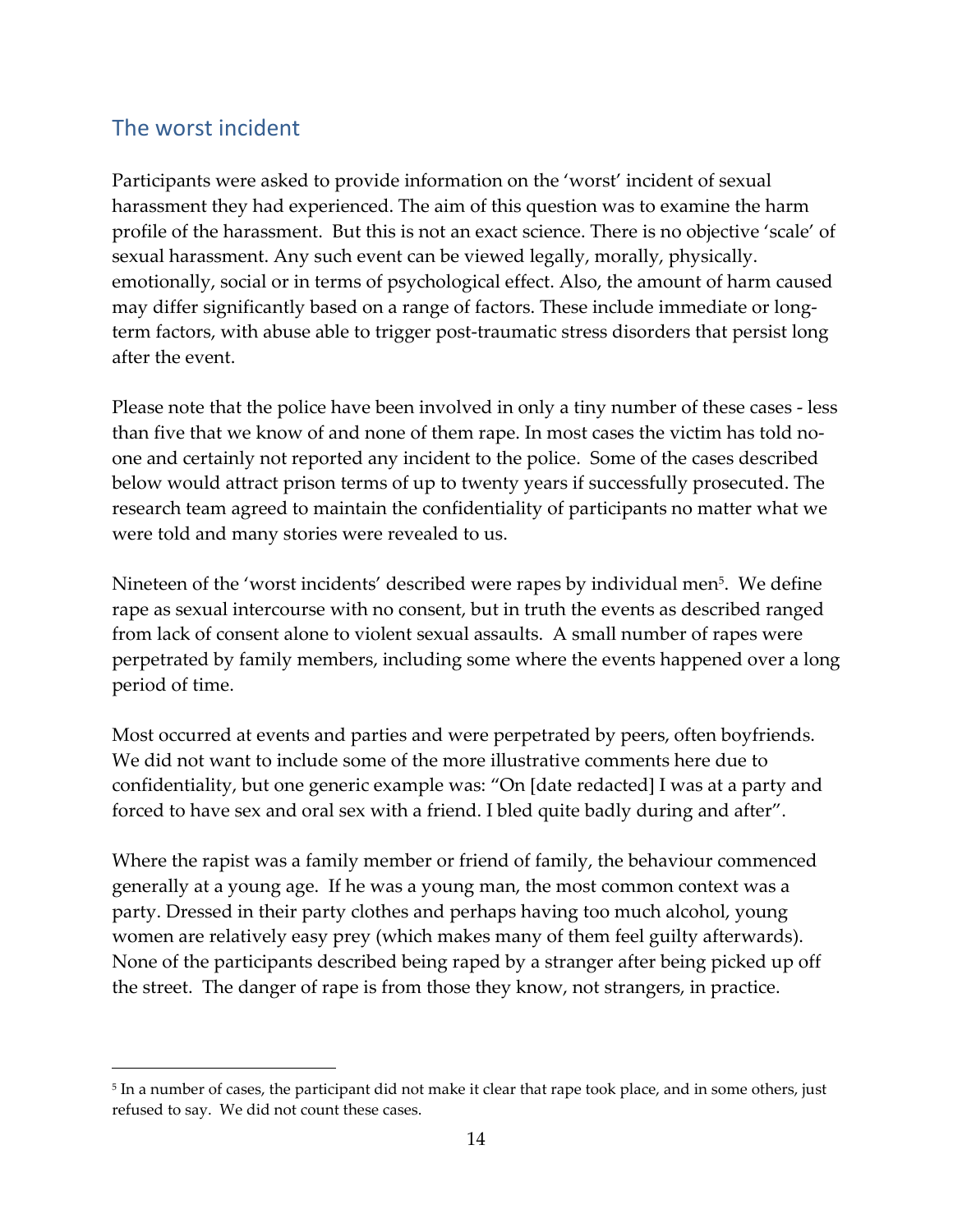## The worst incident

Participants were asked to provide information on the 'worst' incident of sexual harassment they had experienced. The aim of this question was to examine the harm profile of the harassment. But this is not an exact science. There is no objective 'scale' of sexual harassment. Any such event can be viewed legally, morally, physically. emotionally, social or in terms of psychological effect. Also, the amount of harm caused may differ significantly based on a range of factors. These include immediate or long-term factors, with abuse able to trigger post-traumatic stress disorders that persist long after the event.

Please note that the police have been involved in only a tiny number of these cases - less than five that we know of and none of them rape. In most cases the victim has told no-one and certainly not reported any incident to the police. Some of the cases described below would attract prison terms of up to twenty years if successfully prosecuted. The research team agreed to maintain the confidentiality of participants no matter what we were told and many stories were revealed to us.

Nineteen of the 'worst incidents' described were rapes by individual men[5]. We define rape as sexual intercourse with no consent, but in truth the events as described ranged from lack of consent alone to violent sexual assaults. A small number of rapes were perpetrated by family members, including some where the events happened over a long period of time.

Most occurred at events and parties and were perpetrated by peers, often boyfriends. We did not want to include some of the more illustrative comments here due to confidentiality, but one generic example was: "On [date redacted] I was at a party and forced to have sex and oral sex with a friend. I bled quite badly during and after".

Where the rapist was a family member or friend of family, the behaviour commenced generally at a young age. If he was a young man, the most common context was a party. Dressed in their party clothes and perhaps having too much alcohol, young women are relatively easy prey (which makes many of them feel guilty afterwards). None of the participants described being raped by a stranger after being picked up off the street. The danger of rape is from those they know, not strangers, in practice.

[5] In a number of cases, the participant did not make it clear that rape took place, and in some others, just refused to say. We did not count these cases.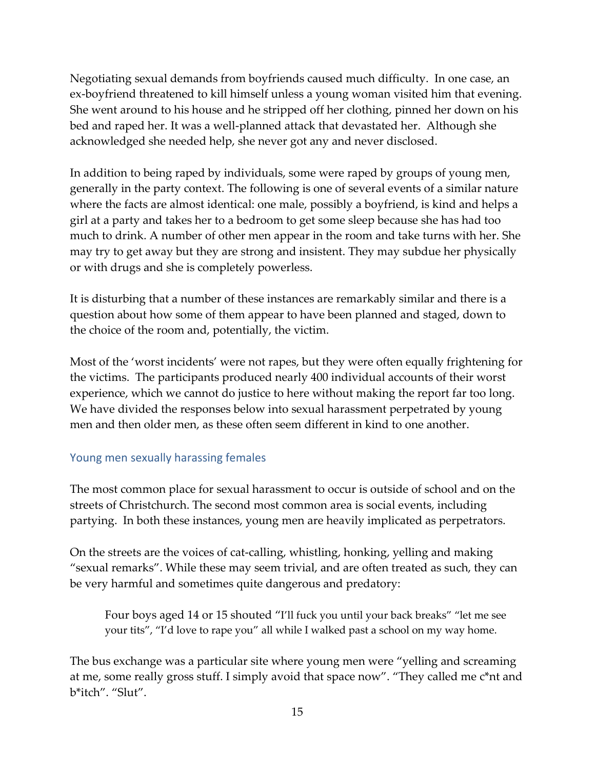Negotiating sexual demands from boyfriends caused much difficulty. In one case, an ex-boyfriend threatened to kill himself unless a young woman visited him that evening. She went around to his house and he stripped off her clothing, pinned her down on his bed and raped her. It was a well-planned attack that devastated her. Although she acknowledged she needed help, she never got any and never disclosed.

In addition to being raped by individuals, some were raped by groups of young men, generally in the party context. The following is one of several events of a similar nature where the facts are almost identical: one male, possibly a boyfriend, is kind and helps a girl at a party and takes her to a bedroom to get some sleep because she has had too much to drink. A number of other men appear in the room and take turns with her. She may try to get away but they are strong and insistent. They may subdue her physically or with drugs and she is completely powerless.

It is disturbing that a number of these instances are remarkably similar and there is a question about how some of them appear to have been planned and staged, down to the choice of the room and, potentially, the victim.

Most of the 'worst incidents' were not rapes, but they were often equally frightening for the victims. The participants produced nearly 400 individual accounts of their worst experience, which we cannot do justice to here without making the report far too long. We have divided the responses below into sexual harassment perpetrated by young men and then older men, as these often seem different in kind to one another.

### Young men sexually harassing females

The most common place for sexual harassment to occur is outside of school and on the streets of Christchurch. The second most common area is social events, including partying. In both these instances, young men are heavily implicated as perpetrators.

On the streets are the voices of cat-calling, whistling, honking, yelling and making "sexual remarks". While these may seem trivial, and are often treated as such, they can be very harmful and sometimes quite dangerous and predatory:

> Four boys aged 14 or 15 shouted "I'll fuck you until your back breaks" "let me see your tits", "I'd love to rape you" all while I walked past a school on my way home.

The bus exchange was a particular site where young men were "yelling and screaming at me, some really gross stuff. I simply avoid that space now". "They called me c*nt and b*itch". "Slut".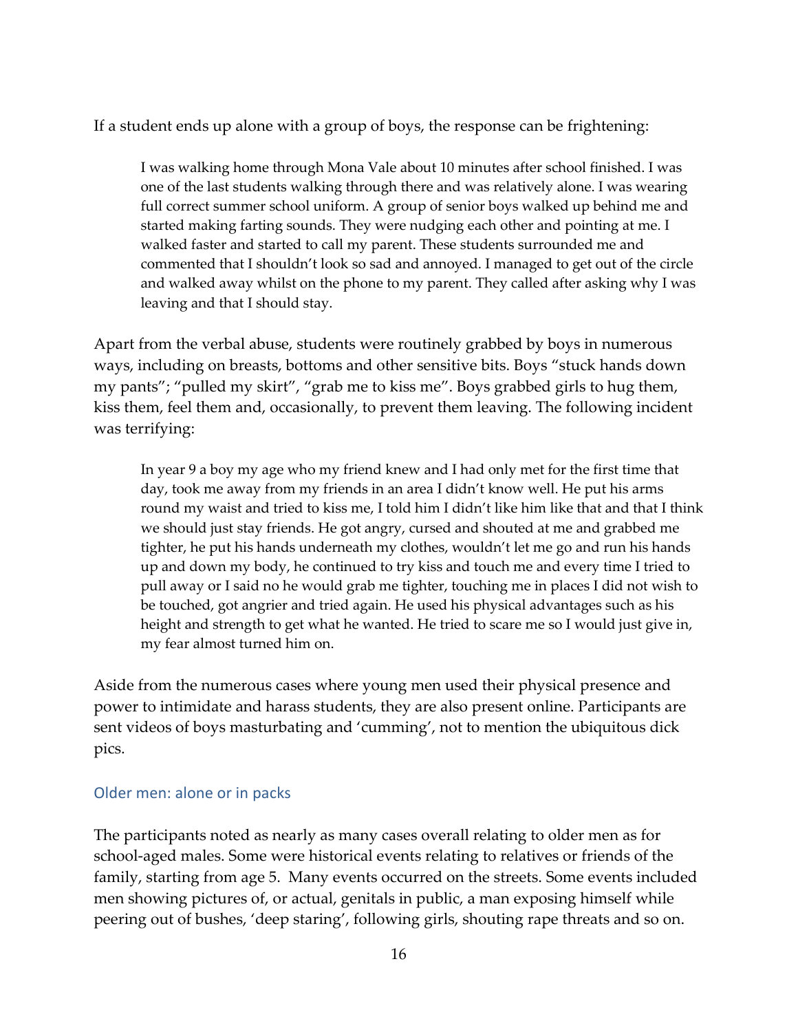If a student ends up alone with a group of boys, the response can be frightening:

> I was walking home through Mona Vale about 10 minutes after school finished. I was one of the last students walking through there and was relatively alone. I was wearing full correct summer school uniform. A group of senior boys walked up behind me and started making farting sounds. They were nudging each other and pointing at me. I walked faster and started to call my parent. These students surrounded me and commented that I shouldn't look so sad and annoyed. I managed to get out of the circle and walked away whilst on the phone to my parent. They called after asking why I was leaving and that I should stay.

Apart from the verbal abuse, students were routinely grabbed by boys in numerous ways, including on breasts, bottoms and other sensitive bits. Boys "stuck hands down my pants"; "pulled my skirt", "grab me to kiss me". Boys grabbed girls to hug them, kiss them, feel them and, occasionally, to prevent them leaving. The following incident was terrifying:

> In year 9 a boy my age who my friend knew and I had only met for the first time that day, took me away from my friends in an area I didn't know well. He put his arms round my waist and tried to kiss me, I told him I didn't like him like that and that I think we should just stay friends. He got angry, cursed and shouted at me and grabbed me tighter, he put his hands underneath my clothes, wouldn't let me go and run his hands up and down my body, he continued to try kiss and touch me and every time I tried to pull away or I said no he would grab me tighter, touching me in places I did not wish to be touched, got angrier and tried again. He used his physical advantages such as his height and strength to get what he wanted. He tried to scare me so I would just give in, my fear almost turned him on.

Aside from the numerous cases where young men used their physical presence and power to intimidate and harass students, they are also present online. Participants are sent videos of boys masturbating and 'cumming', not to mention the ubiquitous dick pics.

### Older men: alone or in packs

The participants noted as nearly as many cases overall relating to older men as for school-aged males. Some were historical events relating to relatives or friends of the family, starting from age 5. Many events occurred on the streets. Some events included men showing pictures of, or actual, genitals in public, a man exposing himself while peering out of bushes, 'deep staring', following girls, shouting rape threats and so on.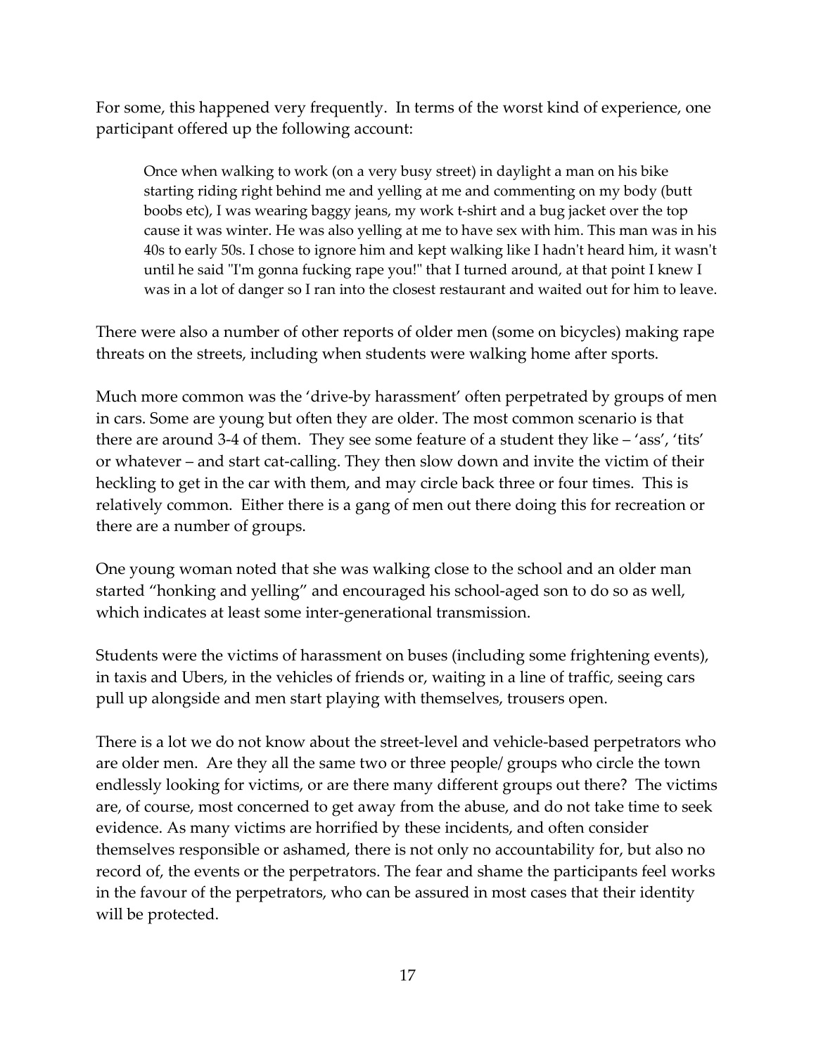For some, this happened very frequently. In terms of the worst kind of experience, one participant offered up the following account:

> Once when walking to work (on a very busy street) in daylight a man on his bike starting riding right behind me and yelling at me and commenting on my body (butt boobs etc), I was wearing baggy jeans, my work t-shirt and a bug jacket over the top cause it was winter. He was also yelling at me to have sex with him. This man was in his 40s to early 50s. I chose to ignore him and kept walking like I hadn't heard him, it wasn't until he said "I'm gonna fucking rape you!" that I turned around, at that point I knew I was in a lot of danger so I ran into the closest restaurant and waited out for him to leave.

There were also a number of other reports of older men (some on bicycles) making rape threats on the streets, including when students were walking home after sports.

Much more common was the 'drive-by harassment' often perpetrated by groups of men in cars. Some are young but often they are older. The most common scenario is that there are around 3-4 of them. They see some feature of a student they like – 'ass', 'tits' or whatever – and start cat-calling. They then slow down and invite the victim of their heckling to get in the car with them, and may circle back three or four times. This is relatively common. Either there is a gang of men out there doing this for recreation or there are a number of groups.

One young woman noted that she was walking close to the school and an older man started "honking and yelling" and encouraged his school-aged son to do so as well, which indicates at least some inter-generational transmission.

Students were the victims of harassment on buses (including some frightening events), in taxis and Ubers, in the vehicles of friends or, waiting in a line of traffic, seeing cars pull up alongside and men start playing with themselves, trousers open.

There is a lot we do not know about the street-level and vehicle-based perpetrators who are older men. Are they all the same two or three people/ groups who circle the town endlessly looking for victims, or are there many different groups out there? The victims are, of course, most concerned to get away from the abuse, and do not take time to seek evidence. As many victims are horrified by these incidents, and often consider themselves responsible or ashamed, there is not only no accountability for, but also no record of, the events or the perpetrators. The fear and shame the participants feel works in the favour of the perpetrators, who can be assured in most cases that their identity will be protected.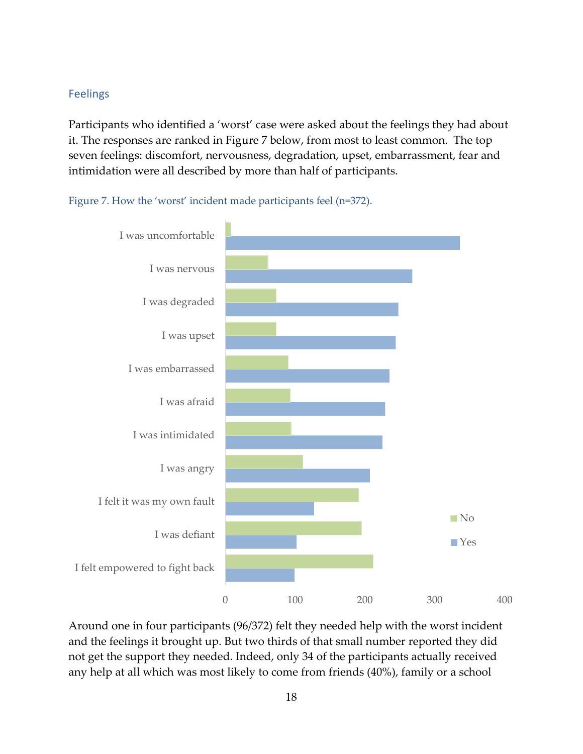## Feelings

Participants who identified a 'worst' case were asked about the feelings they had about it. The responses are ranked in Figure 7 below, from most to least common. The top seven feelings: discomfort, nervousness, degradation, upset, embarrassment, fear and intimidation were all described by more than half of participants.

Figure 7. How the 'worst' incident made participants feel (n=372).

Around one in four participants (96/372) felt they needed help with the worst incident and the feelings it brought up. But two thirds of that small number reported they did not get the support they needed. Indeed, only 34 of the participants actually received any help at all which was most likely to come from friends (40%), family or a school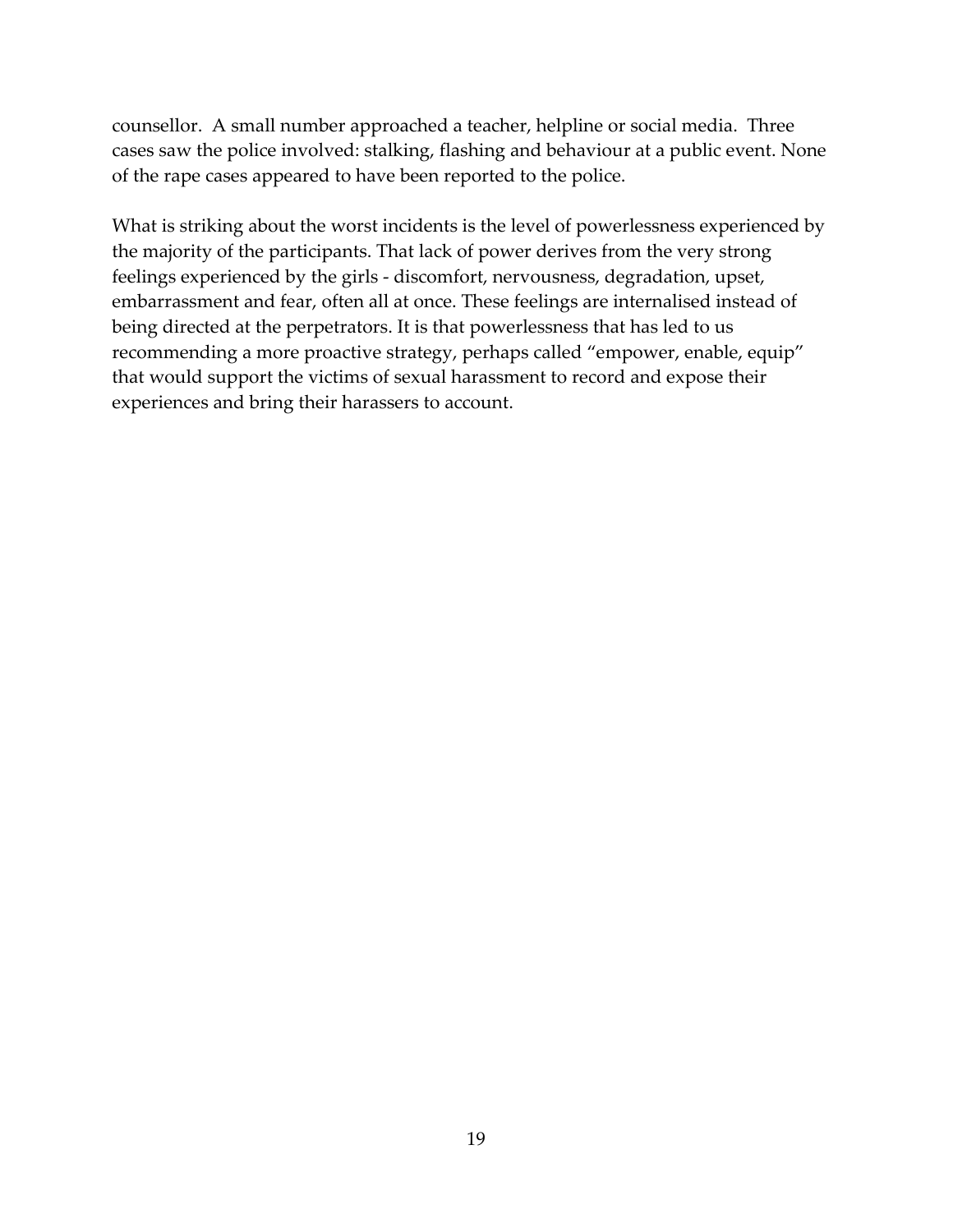counsellor. A small number approached a teacher, helpline or social media. Three cases saw the police involved: stalking, flashing and behaviour at a public event. None of the rape cases appeared to have been reported to the police.

What is striking about the worst incidents is the level of powerlessness experienced by the majority of the participants. That lack of power derives from the very strong feelings experienced by the girls - discomfort, nervousness, degradation, upset, embarrassment and fear, often all at once. These feelings are internalised instead of being directed at the perpetrators. It is that powerlessness that has led to us recommending a more proactive strategy, perhaps called "empower, enable, equip" that would support the victims of sexual harassment to record and expose their experiences and bring their harassers to account.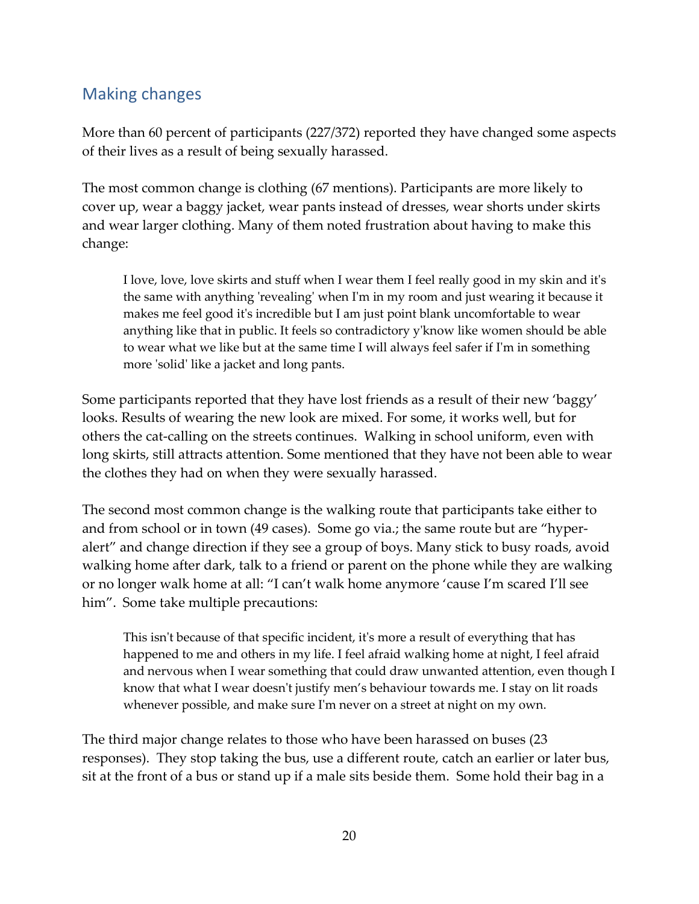## Making changes

More than 60 percent of participants (227/372) reported they have changed some aspects of their lives as a result of being sexually harassed.

The most common change is clothing (67 mentions). Participants are more likely to cover up, wear a baggy jacket, wear pants instead of dresses, wear shorts under skirts and wear larger clothing. Many of them noted frustration about having to make this change:

> I love, love, love skirts and stuff when I wear them I feel really good in my skin and it's the same with anything 'revealing' when I'm in my room and just wearing it because it makes me feel good it's incredible but I am just point blank uncomfortable to wear anything like that in public. It feels so contradictory y'know like women should be able to wear what we like but at the same time I will always feel safer if I'm in something more 'solid' like a jacket and long pants.

Some participants reported that they have lost friends as a result of their new 'baggy' looks. Results of wearing the new look are mixed. For some, it works well, but for others the cat-calling on the streets continues. Walking in school uniform, even with long skirts, still attracts attention. Some mentioned that they have not been able to wear the clothes they had on when they were sexually harassed.

The second most common change is the walking route that participants take either to and from school or in town (49 cases). Some go via.; the same route but are "hyper-alert" and change direction if they see a group of boys. Many stick to busy roads, avoid walking home after dark, talk to a friend or parent on the phone while they are walking or no longer walk home at all: "I can't walk home anymore 'cause I'm scared I'll see him". Some take multiple precautions:

> This isn't because of that specific incident, it's more a result of everything that has happened to me and others in my life. I feel afraid walking home at night, I feel afraid and nervous when I wear something that could draw unwanted attention, even though I know that what I wear doesn't justify men's behaviour towards me. I stay on lit roads whenever possible, and make sure I'm never on a street at night on my own.

The third major change relates to those who have been harassed on buses (23 responses). They stop taking the bus, use a different route, catch an earlier or later bus, sit at the front of a bus or stand up if a male sits beside them. Some hold their bag in a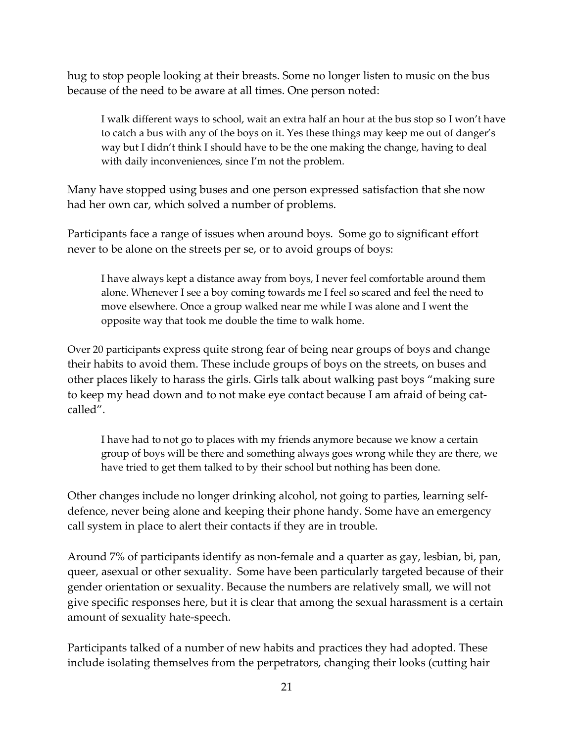hug to stop people looking at their breasts. Some no longer listen to music on the bus because of the need to be aware at all times. One person noted:

> I walk different ways to school, wait an extra half an hour at the bus stop so I won't have to catch a bus with any of the boys on it. Yes these things may keep me out of danger's way but I didn't think I should have to be the one making the change, having to deal with daily inconveniences, since I'm not the problem.

Many have stopped using buses and one person expressed satisfaction that she now had her own car, which solved a number of problems.

Participants face a range of issues when around boys. Some go to significant effort never to be alone on the streets per se, or to avoid groups of boys:

> I have always kept a distance away from boys, I never feel comfortable around them alone. Whenever I see a boy coming towards me I feel so scared and feel the need to move elsewhere. Once a group walked near me while I was alone and I went the opposite way that took me double the time to walk home.

Over 20 participants express quite strong fear of being near groups of boys and change their habits to avoid them. These include groups of boys on the streets, on buses and other places likely to harass the girls. Girls talk about walking past boys "making sure to keep my head down and to not make eye contact because I am afraid of being cat-called".

> I have had to not go to places with my friends anymore because we know a certain group of boys will be there and something always goes wrong while they are there, we have tried to get them talked to by their school but nothing has been done.

Other changes include no longer drinking alcohol, not going to parties, learning self-defence, never being alone and keeping their phone handy. Some have an emergency call system in place to alert their contacts if they are in trouble.

Around 7% of participants identify as non-female and a quarter as gay, lesbian, bi, pan, queer, asexual or other sexuality. Some have been particularly targeted because of their gender orientation or sexuality. Because the numbers are relatively small, we will not give specific responses here, but it is clear that among the sexual harassment is a certain amount of sexuality hate-speech.

Participants talked of a number of new habits and practices they had adopted. These include isolating themselves from the perpetrators, changing their looks (cutting hair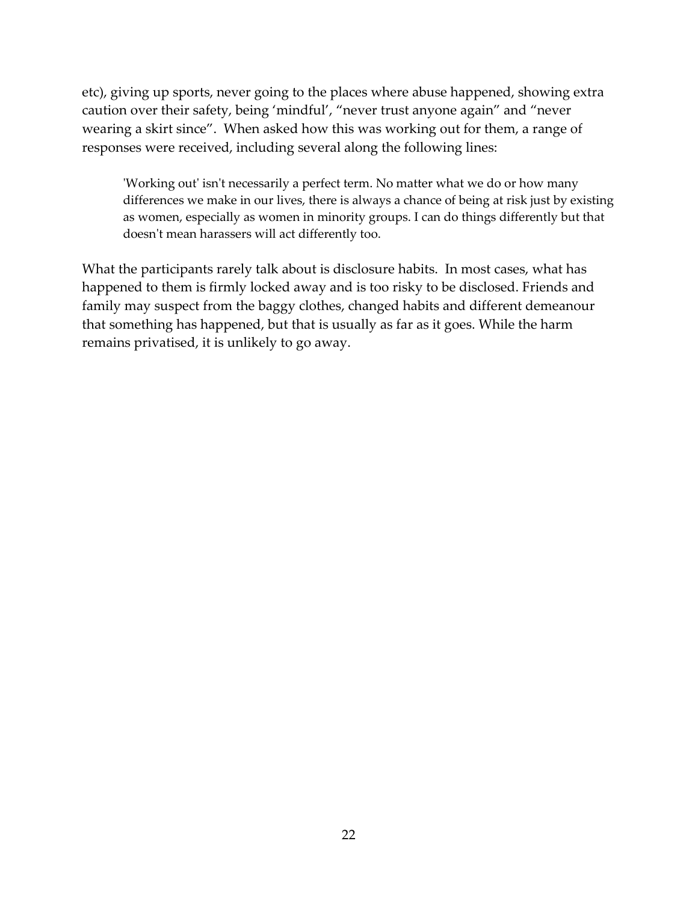etc), giving up sports, never going to the places where abuse happened, showing extra caution over their safety, being 'mindful', "never trust anyone again" and "never wearing a skirt since". When asked how this was working out for them, a range of responses were received, including several along the following lines:

> 'Working out' isn't necessarily a perfect term. No matter what we do or how many differences we make in our lives, there is always a chance of being at risk just by existing as women, especially as women in minority groups. I can do things differently but that doesn't mean harassers will act differently too.

What the participants rarely talk about is disclosure habits. In most cases, what has happened to them is firmly locked away and is too risky to be disclosed. Friends and family may suspect from the baggy clothes, changed habits and different demeanour that something has happened, but that is usually as far as it goes. While the harm remains privatised, it is unlikely to go away.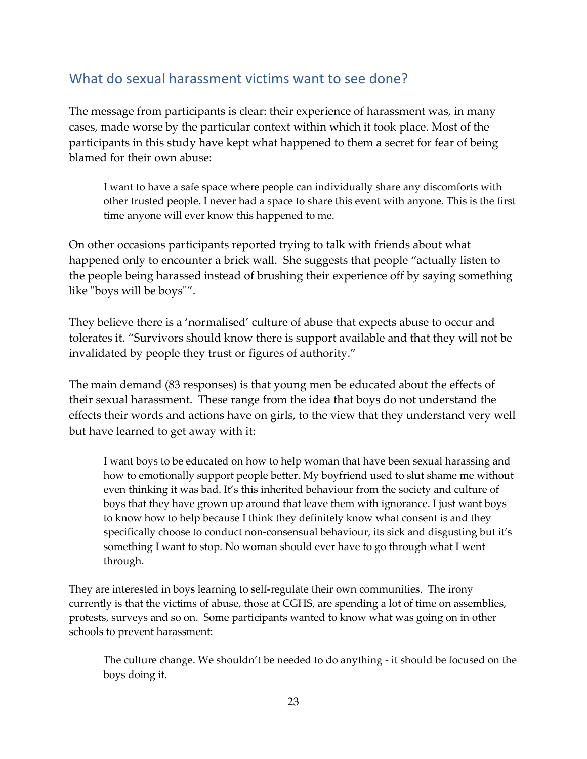## What do sexual harassment victims want to see done?

The message from participants is clear: their experience of harassment was, in many cases, made worse by the particular context within which it took place. Most of the participants in this study have kept what happened to them a secret for fear of being blamed for their own abuse:

> I want to have a safe space where people can individually share any discomforts with other trusted people. I never had a space to share this event with anyone. This is the first time anyone will ever know this happened to me.

On other occasions participants reported trying to talk with friends about what happened only to encounter a brick wall. She suggests that people "actually listen to the people being harassed instead of brushing their experience off by saying something like "boys will be boys"".

They believe there is a 'normalised' culture of abuse that expects abuse to occur and tolerates it. "Survivors should know there is support available and that they will not be invalidated by people they trust or figures of authority."

The main demand (83 responses) is that young men be educated about the effects of their sexual harassment. These range from the idea that boys do not understand the effects their words and actions have on girls, to the view that they understand very well but have learned to get away with it:

> I want boys to be educated on how to help woman that have been sexual harassing and how to emotionally support people better. My boyfriend used to slut shame me without even thinking it was bad. It's this inherited behaviour from the society and culture of boys that they have grown up around that leave them with ignorance. I just want boys to know how to help because I think they definitely know what consent is and they specifically choose to conduct non-consensual behaviour, its sick and disgusting but it's something I want to stop. No woman should ever have to go through what I went through.

They are interested in boys learning to self-regulate their own communities. The irony currently is that the victims of abuse, those at CGHS, are spending a lot of time on assemblies, protests, surveys and so on. Some participants wanted to know what was going on in other schools to prevent harassment:

> The culture change. We shouldn't be needed to do anything - it should be focused on the boys doing it.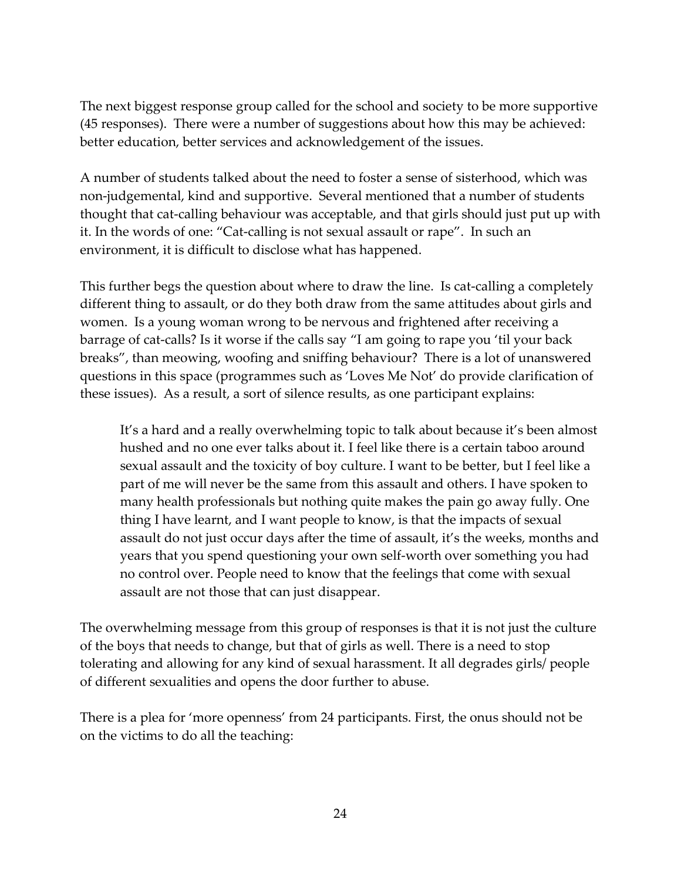The next biggest response group called for the school and society to be more supportive (45 responses). There were a number of suggestions about how this may be achieved: better education, better services and acknowledgement of the issues.

A number of students talked about the need to foster a sense of sisterhood, which was non-judgemental, kind and supportive. Several mentioned that a number of students thought that cat-calling behaviour was acceptable, and that girls should just put up with it. In the words of one: "Cat-calling is not sexual assault or rape". In such an environment, it is difficult to disclose what has happened.

This further begs the question about where to draw the line. Is cat-calling a completely different thing to assault, or do they both draw from the same attitudes about girls and women. Is a young woman wrong to be nervous and frightened after receiving a barrage of cat-calls? Is it worse if the calls say "I am going to rape you 'til your back breaks", than meowing, woofing and sniffing behaviour? There is a lot of unanswered questions in this space (programmes such as 'Loves Me Not' do provide clarification of these issues). As a result, a sort of silence results, as one participant explains:

> It's a hard and a really overwhelming topic to talk about because it's been almost hushed and no one ever talks about it. I feel like there is a certain taboo around sexual assault and the toxicity of boy culture. I want to be better, but I feel like a part of me will never be the same from this assault and others. I have spoken to many health professionals but nothing quite makes the pain go away fully. One thing I have learnt, and I want people to know, is that the impacts of sexual assault do not just occur days after the time of assault, it's the weeks, months and years that you spend questioning your own self-worth over something you had no control over. People need to know that the feelings that come with sexual assault are not those that can just disappear.

The overwhelming message from this group of responses is that it is not just the culture of the boys that needs to change, but that of girls as well. There is a need to stop tolerating and allowing for any kind of sexual harassment. It all degrades girls/ people of different sexualities and opens the door further to abuse.

There is a plea for 'more openness' from 24 participants. First, the onus should not be on the victims to do all the teaching: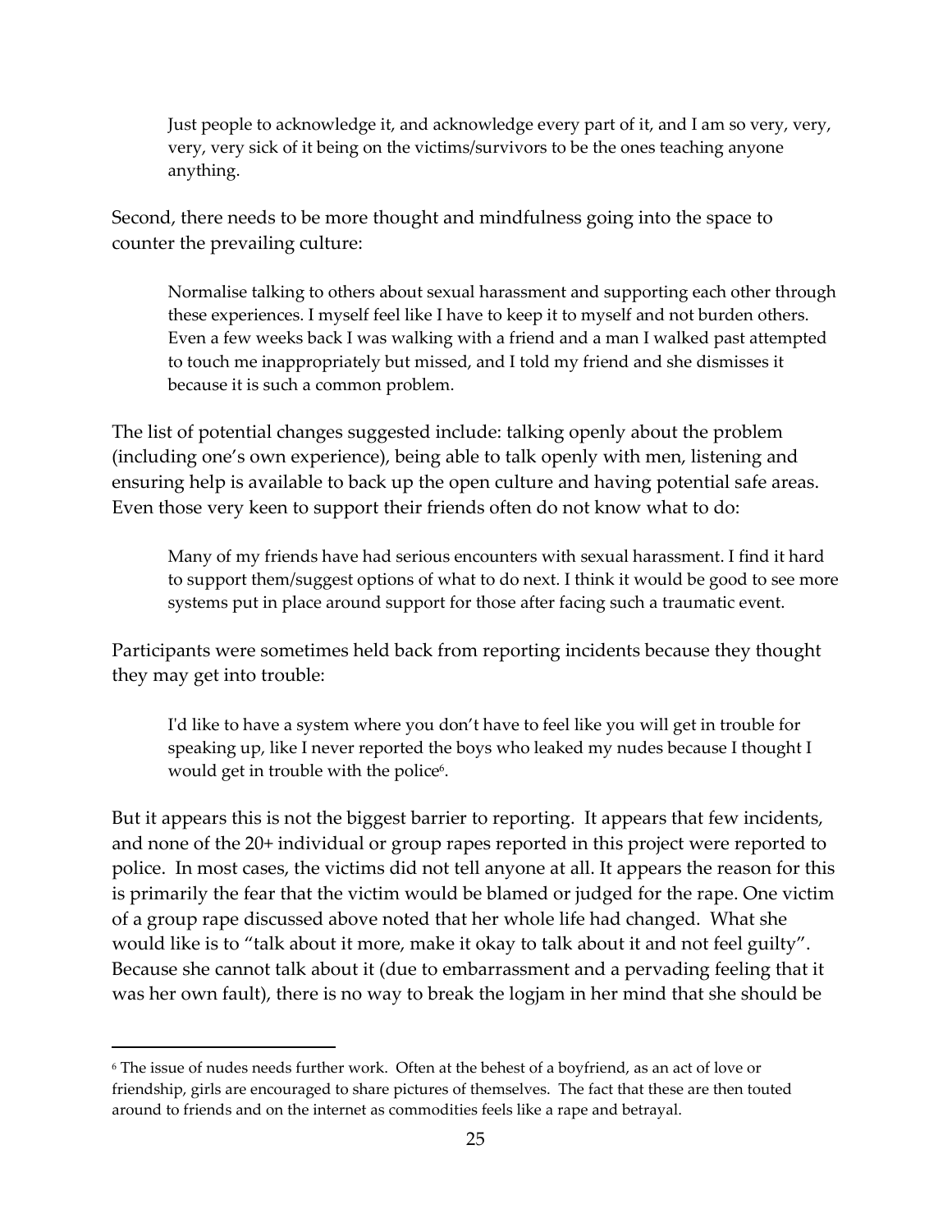> Just people to acknowledge it, and acknowledge every part of it, and I am so very, very, very, very sick of it being on the victims/survivors to be the ones teaching anyone anything.

Second, there needs to be more thought and mindfulness going into the space to counter the prevailing culture:

> Normalise talking to others about sexual harassment and supporting each other through these experiences. I myself feel like I have to keep it to myself and not burden others. Even a few weeks back I was walking with a friend and a man I walked past attempted to touch me inappropriately but missed, and I told my friend and she dismisses it because it is such a common problem.

The list of potential changes suggested include: talking openly about the problem (including one's own experience), being able to talk openly with men, listening and ensuring help is available to back up the open culture and having potential safe areas. Even those very keen to support their friends often do not know what to do:

> Many of my friends have had serious encounters with sexual harassment. I find it hard to support them/suggest options of what to do next. I think it would be good to see more systems put in place around support for those after facing such a traumatic event.

Participants were sometimes held back from reporting incidents because they thought they may get into trouble:

> I'd like to have a system where you don't have to feel like you will get in trouble for speaking up, like I never reported the boys who leaked my nudes because I thought I would get in trouble with the police[6].

But it appears this is not the biggest barrier to reporting. It appears that few incidents, and none of the 20+ individual or group rapes reported in this project were reported to police. In most cases, the victims did not tell anyone at all. It appears the reason for this is primarily the fear that the victim would be blamed or judged for the rape. One victim of a group rape discussed above noted that her whole life had changed. What she would like is to "talk about it more, make it okay to talk about it and not feel guilty". Because she cannot talk about it (due to embarrassment and a pervading feeling that it was her own fault), there is no way to break the logjam in her mind that she should be

---

[6] The issue of nudes needs further work. Often at the behest of a boyfriend, as an act of love or friendship, girls are encouraged to share pictures of themselves. The fact that these are then touted around to friends and on the internet as commodities feels like a rape and betrayal.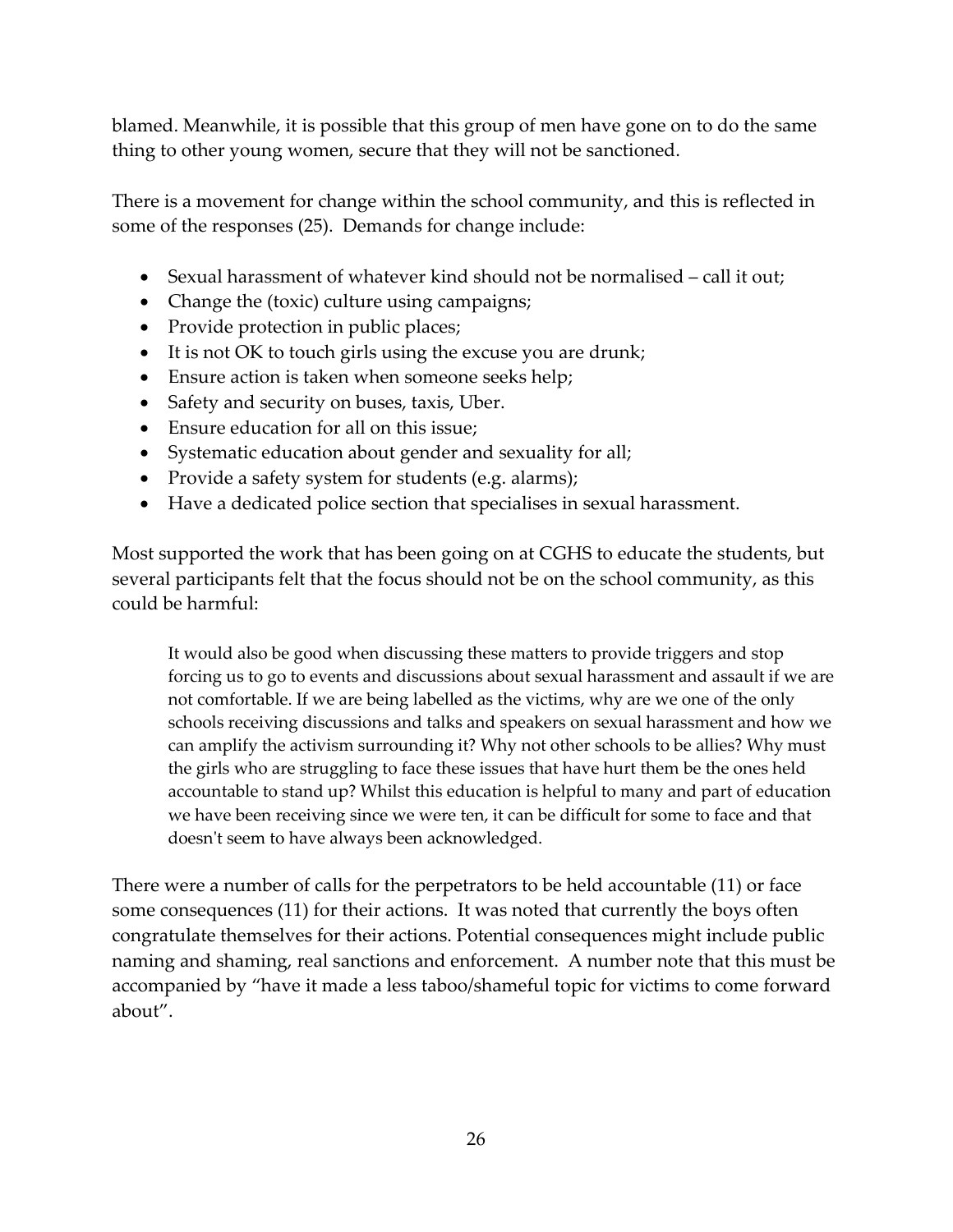blamed. Meanwhile, it is possible that this group of men have gone on to do the same thing to other young women, secure that they will not be sanctioned.

There is a movement for change within the school community, and this is reflected in some of the responses (25). Demands for change include:

- Sexual harassment of whatever kind should not be normalised – call it out;
- Change the (toxic) culture using campaigns;
- Provide protection in public places;
- It is not OK to touch girls using the excuse you are drunk;
- Ensure action is taken when someone seeks help;
- Safety and security on buses, taxis, Uber.
- Ensure education for all on this issue;
- Systematic education about gender and sexuality for all;
- Provide a safety system for students (e.g. alarms);
- Have a dedicated police section that specialises in sexual harassment.

Most supported the work that has been going on at CGHS to educate the students, but several participants felt that the focus should not be on the school community, as this could be harmful:

> It would also be good when discussing these matters to provide triggers and stop forcing us to go to events and discussions about sexual harassment and assault if we are not comfortable. If we are being labelled as the victims, why are we one of the only schools receiving discussions and talks and speakers on sexual harassment and how we can amplify the activism surrounding it? Why not other schools to be allies? Why must the girls who are struggling to face these issues that have hurt them be the ones held accountable to stand up? Whilst this education is helpful to many and part of education we have been receiving since we were ten, it can be difficult for some to face and that doesn't seem to have always been acknowledged.

There were a number of calls for the perpetrators to be held accountable (11) or face some consequences (11) for their actions. It was noted that currently the boys often congratulate themselves for their actions. Potential consequences might include public naming and shaming, real sanctions and enforcement. A number note that this must be accompanied by "have it made a less taboo/shameful topic for victims to come forward about".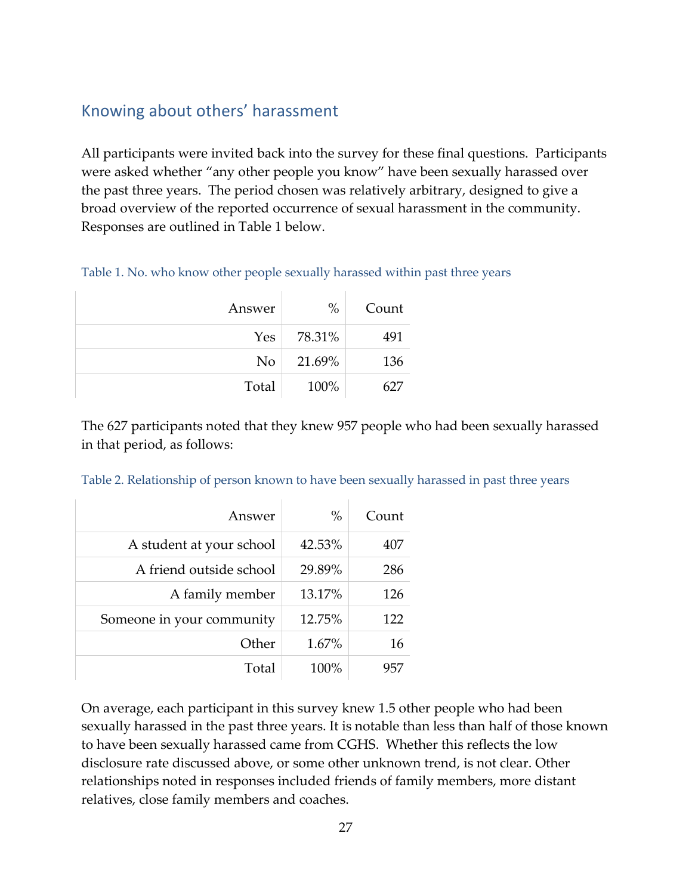## Knowing about others' harassment

All participants were invited back into the survey for these final questions. Participants were asked whether "any other people you know" have been sexually harassed over the past three years. The period chosen was relatively arbitrary, designed to give a broad overview of the reported occurrence of sexual harassment in the community. Responses are outlined in Table 1 below.

Table 1. No. who know other people sexually harassed within past three years

| Answer | % | Count |
|---:|---:|---:|
| Yes | 78.31% | 491 |
| No | 21.69% | 136 |
| Total | 100% | 627 |

The 627 participants noted that they knew 957 people who had been sexually harassed in that period, as follows:

Table 2. Relationship of person known to have been sexually harassed in past three years

| Answer | % | Count |
|---:|---:|---:|
| A student at your school | 42.53% | 407 |
| A friend outside school | 29.89% | 286 |
| A family member | 13.17% | 126 |
| Someone in your community | 12.75% | 122 |
| Other | 1.67% | 16 |
| Total | 100% | 957 |

On average, each participant in this survey knew 1.5 other people who had been sexually harassed in the past three years. It is notable than less than half of those known to have been sexually harassed came from CGHS. Whether this reflects the low disclosure rate discussed above, or some other unknown trend, is not clear. Other relationships noted in responses included friends of family members, more distant relatives, close family members and coaches.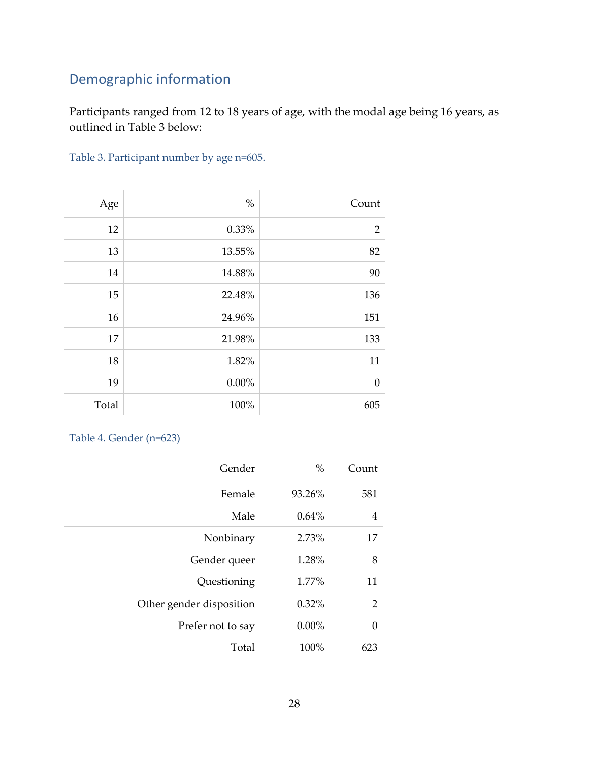## Demographic information

Participants ranged from 12 to 18 years of age, with the modal age being 16 years, as outlined in Table 3 below:

Table 3. Participant number by age n=605.

| Age | % | Count |
|---|---|---|
| 12 | 0.33% | 2 |
| 13 | 13.55% | 82 |
| 14 | 14.88% | 90 |
| 15 | 22.48% | 136 |
| 16 | 24.96% | 151 |
| 17 | 21.98% | 133 |
| 18 | 1.82% | 11 |
| 19 | 0.00% | 0 |
| Total | 100% | 605 |

Table 4. Gender (n=623)

| Gender | % | Count |
|---|---|---|
| Female | 93.26% | 581 |
| Male | 0.64% | 4 |
| Nonbinary | 2.73% | 17 |
| Gender queer | 1.28% | 8 |
| Questioning | 1.77% | 11 |
| Other gender disposition | 0.32% | 2 |
| Prefer not to say | 0.00% | 0 |
| Total | 100% | 623 |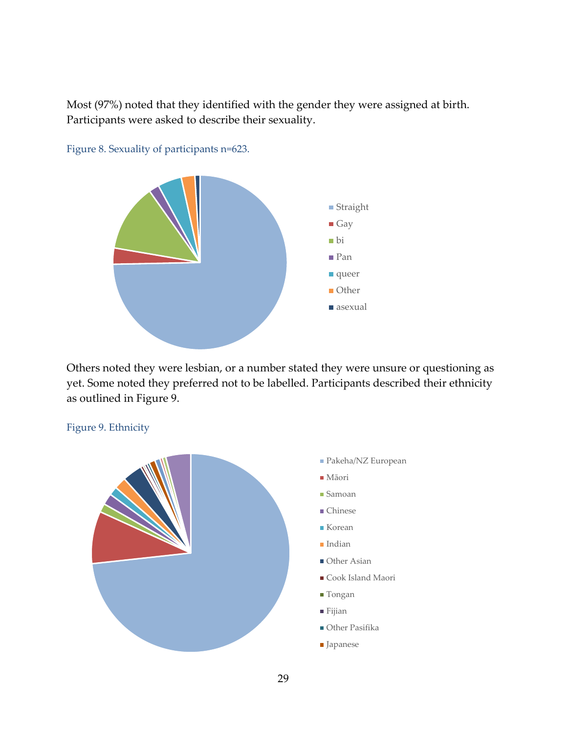Most (97%) noted that they identified with the gender they were assigned at birth. Participants were asked to describe their sexuality.

Figure 8. Sexuality of participants n=623.

Others noted they were lesbian, or a number stated they were unsure or questioning as yet. Some noted they preferred not to be labelled. Participants described their ethnicity as outlined in Figure 9.

Figure 9. Ethnicity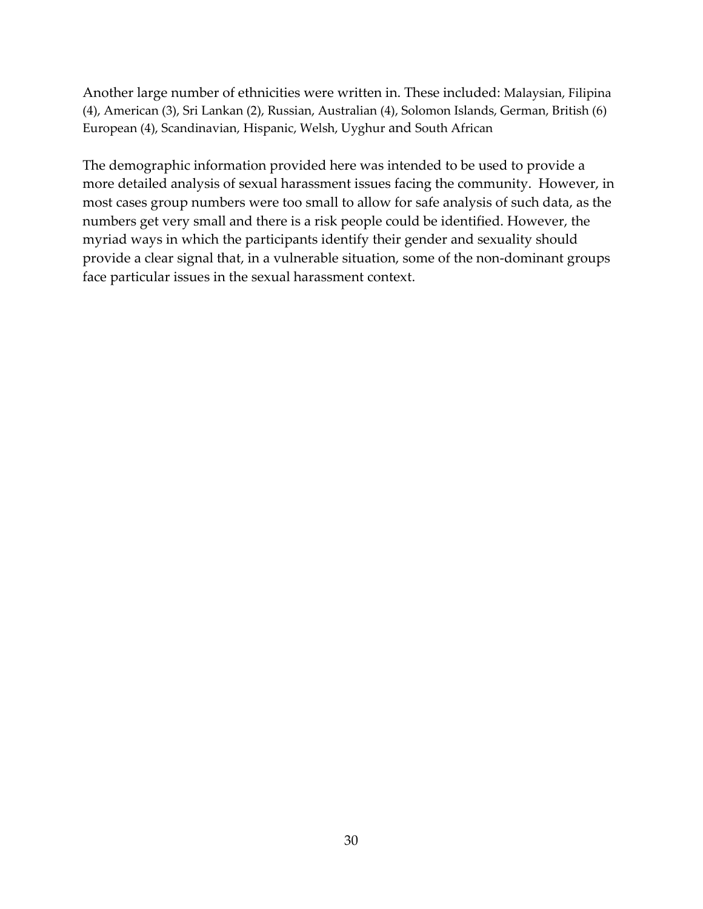Another large number of ethnicities were written in. These included: Malaysian, Filipina (4), American (3), Sri Lankan (2), Russian, Australian (4), Solomon Islands, German, British (6) European (4), Scandinavian, Hispanic, Welsh, Uyghur and South African

The demographic information provided here was intended to be used to provide a more detailed analysis of sexual harassment issues facing the community. However, in most cases group numbers were too small to allow for safe analysis of such data, as the numbers get very small and there is a risk people could be identified. However, the myriad ways in which the participants identify their gender and sexuality should provide a clear signal that, in a vulnerable situation, some of the non-dominant groups face particular issues in the sexual harassment context.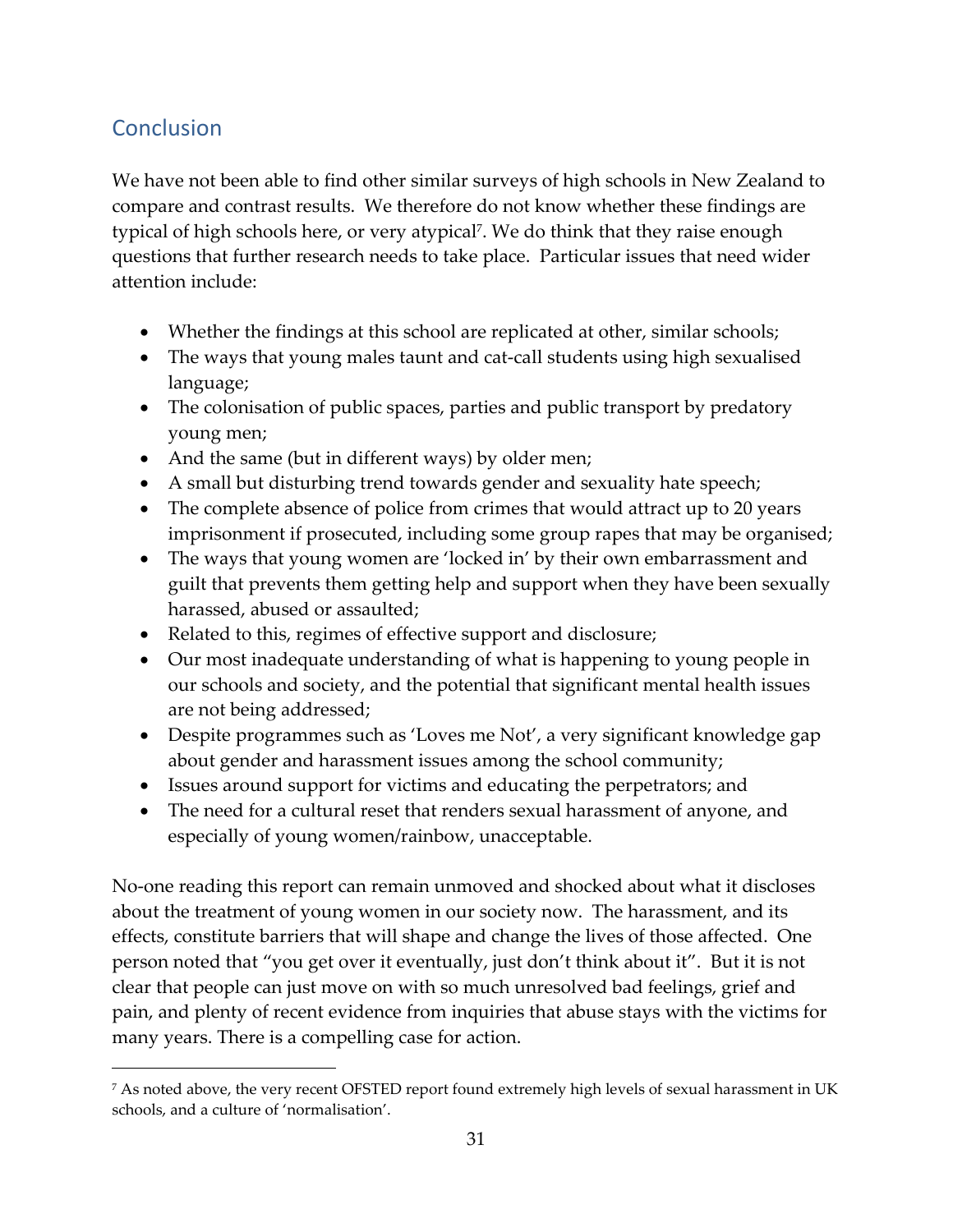## Conclusion

We have not been able to find other similar surveys of high schools in New Zealand to compare and contrast results. We therefore do not know whether these findings are typical of high schools here, or very atypical[7]. We do think that they raise enough questions that further research needs to take place. Particular issues that need wider attention include:

- Whether the findings at this school are replicated at other, similar schools;
- The ways that young males taunt and cat-call students using high sexualised language;
- The colonisation of public spaces, parties and public transport by predatory young men;
- And the same (but in different ways) by older men;
- A small but disturbing trend towards gender and sexuality hate speech;
- The complete absence of police from crimes that would attract up to 20 years imprisonment if prosecuted, including some group rapes that may be organised;
- The ways that young women are 'locked in' by their own embarrassment and guilt that prevents them getting help and support when they have been sexually harassed, abused or assaulted;
- Related to this, regimes of effective support and disclosure;
- Our most inadequate understanding of what is happening to young people in our schools and society, and the potential that significant mental health issues are not being addressed;
- Despite programmes such as 'Loves me Not', a very significant knowledge gap about gender and harassment issues among the school community;
- Issues around support for victims and educating the perpetrators; and
- The need for a cultural reset that renders sexual harassment of anyone, and especially of young women/rainbow, unacceptable.

No-one reading this report can remain unmoved and shocked about what it discloses about the treatment of young women in our society now. The harassment, and its effects, constitute barriers that will shape and change the lives of those affected. One person noted that "you get over it eventually, just don't think about it". But it is not clear that people can just move on with so much unresolved bad feelings, grief and pain, and plenty of recent evidence from inquiries that abuse stays with the victims for many years. There is a compelling case for action.

[7] As noted above, the very recent OFSTED report found extremely high levels of sexual harassment in UK schools, and a culture of 'normalisation'.